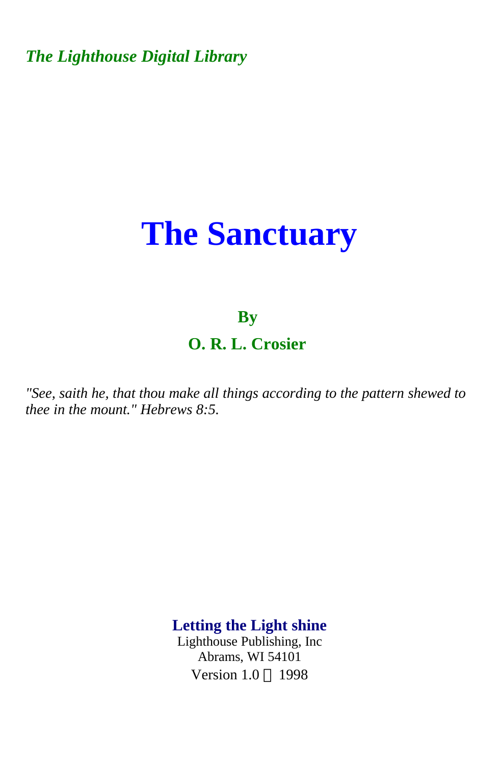*The Lighthouse Digital Library*

# The Sanctuary

**By**

**O. R. L. Crosier**

*"See, saith he, that thou make all things according to the pattern shewed to thee in the mount." Hebrews 8:5.*

**Letting the Light shine**
Lighthouse Publishing, Inc
Abrams, WI 54101
Version 1.0 © 1998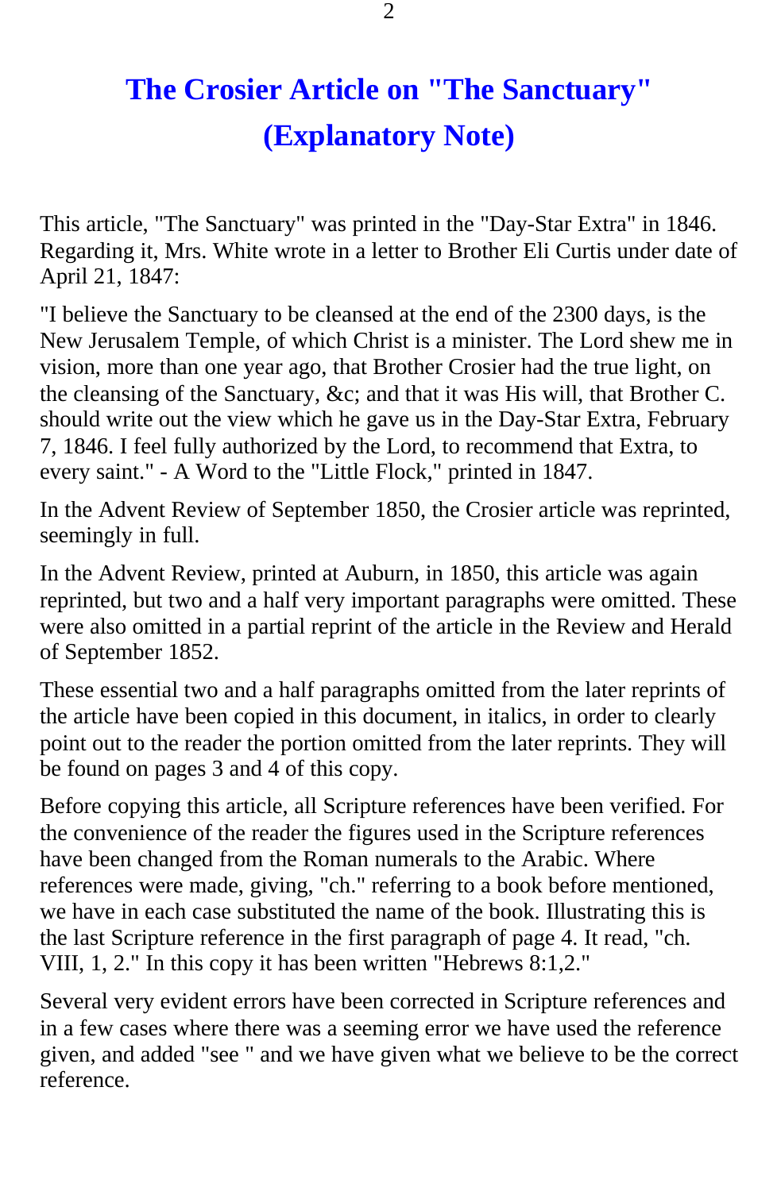# The Crosier Article on "The Sanctuary" (Explanatory Note)

This article, "The Sanctuary" was printed in the "Day-Star Extra" in 1846. Regarding it, Mrs. White wrote in a letter to Brother Eli Curtis under date of April 21, 1847:

"I believe the Sanctuary to be cleansed at the end of the 2300 days, is the New Jerusalem Temple, of which Christ is a minister. The Lord shew me in vision, more than one year ago, that Brother Crosier had the true light, on the cleansing of the Sanctuary, &c; and that it was His will, that Brother C. should write out the view which he gave us in the Day-Star Extra, February 7, 1846. I feel fully authorized by the Lord, to recommend that Extra, to every saint." - A Word to the "Little Flock," printed in 1847.

In the Advent Review of September 1850, the Crosier article was reprinted, seemingly in full.

In the Advent Review, printed at Auburn, in 1850, this article was again reprinted, but two and a half very important paragraphs were omitted. These were also omitted in a partial reprint of the article in the Review and Herald of September 1852.

These essential two and a half paragraphs omitted from the later reprints of the article have been copied in this document, in italics, in order to clearly point out to the reader the portion omitted from the later reprints. They will be found on pages 3 and 4 of this copy.

Before copying this article, all Scripture references have been verified. For the convenience of the reader the figures used in the Scripture references have been changed from the Roman numerals to the Arabic. Where references were made, giving, "ch." referring to a book before mentioned, we have in each case substituted the name of the book. Illustrating this is the last Scripture reference in the first paragraph of page 4. It read, "ch. VIII, 1, 2." In this copy it has been written "Hebrews 8:1,2."

Several very evident errors have been corrected in Scripture references and in a few cases where there was a seeming error we have used the reference given, and added "see " and we have given what we believe to be the correct reference.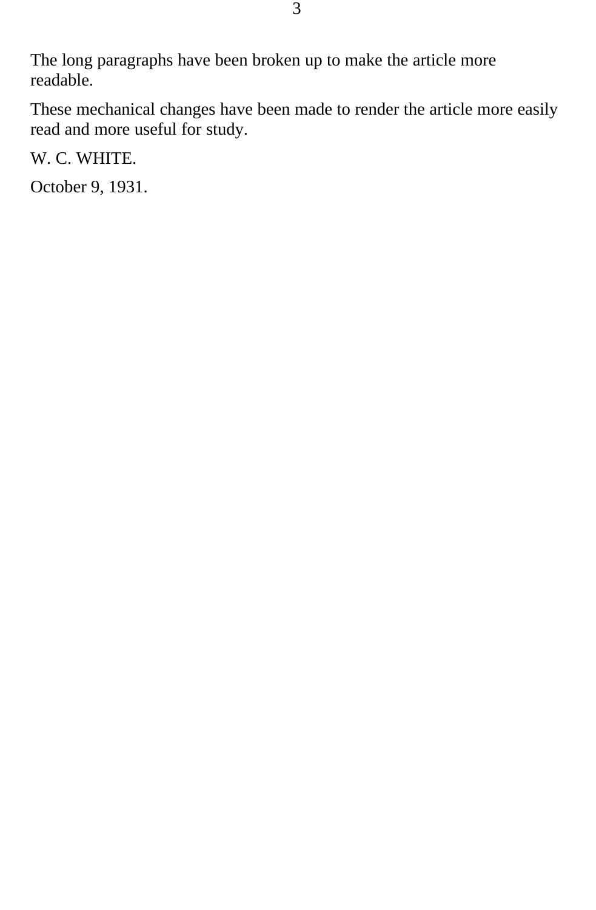The long paragraphs have been broken up to make the article more readable.

These mechanical changes have been made to render the article more easily read and more useful for study.

W. C. WHITE.

October 9, 1931.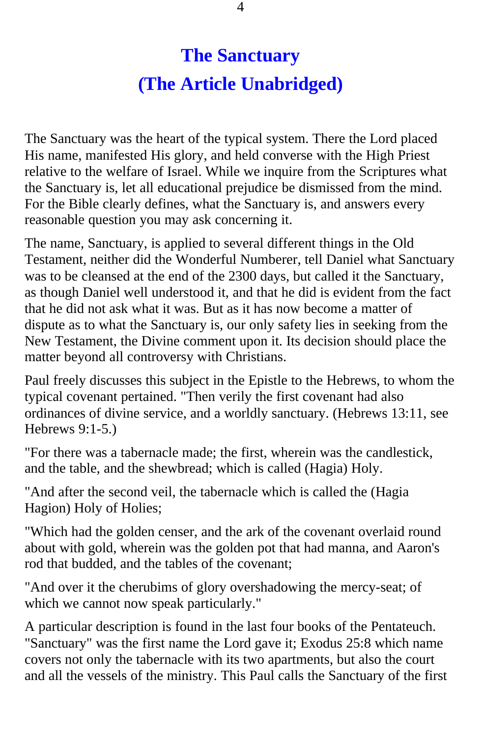# The Sanctuary
# (The Article Unabridged)

The Sanctuary was the heart of the typical system. There the Lord placed His name, manifested His glory, and held converse with the High Priest relative to the welfare of Israel. While we inquire from the Scriptures what the Sanctuary is, let all educational prejudice be dismissed from the mind. For the Bible clearly defines, what the Sanctuary is, and answers every reasonable question you may ask concerning it.

The name, Sanctuary, is applied to several different things in the Old Testament, neither did the Wonderful Numberer, tell Daniel what Sanctuary was to be cleansed at the end of the 2300 days, but called it the Sanctuary, as though Daniel well understood it, and that he did is evident from the fact that he did not ask what it was. But as it has now become a matter of dispute as to what the Sanctuary is, our only safety lies in seeking from the New Testament, the Divine comment upon it. Its decision should place the matter beyond all controversy with Christians.

Paul freely discusses this subject in the Epistle to the Hebrews, to whom the typical covenant pertained. "Then verily the first covenant had also ordinances of divine service, and a worldly sanctuary. (Hebrews 13:11, see Hebrews 9:1-5.)

"For there was a tabernacle made; the first, wherein was the candlestick, and the table, and the shewbread; which is called (Hagia) Holy.

"And after the second veil, the tabernacle which is called the (Hagia Hagion) Holy of Holies;

"Which had the golden censer, and the ark of the covenant overlaid round about with gold, wherein was the golden pot that had manna, and Aaron's rod that budded, and the tables of the covenant;

"And over it the cherubims of glory overshadowing the mercy-seat; of which we cannot now speak particularly."

A particular description is found in the last four books of the Pentateuch. "Sanctuary" was the first name the Lord gave it; Exodus 25:8 which name covers not only the tabernacle with its two apartments, but also the court and all the vessels of the ministry. This Paul calls the Sanctuary of the first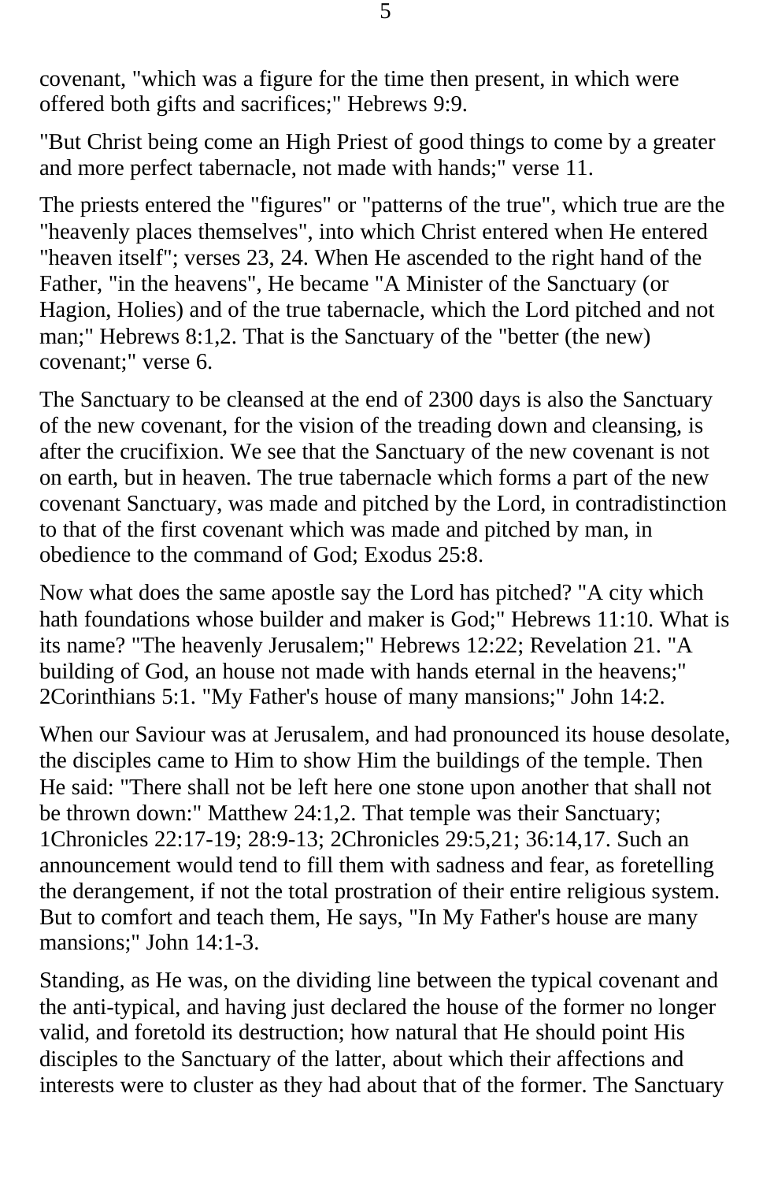covenant, "which was a figure for the time then present, in which were offered both gifts and sacrifices;" Hebrews 9:9.

"But Christ being come an High Priest of good things to come by a greater and more perfect tabernacle, not made with hands;" verse 11.

The priests entered the "figures" or "patterns of the true", which true are the "heavenly places themselves", into which Christ entered when He entered "heaven itself"; verses 23, 24. When He ascended to the right hand of the Father, "in the heavens", He became "A Minister of the Sanctuary (or Hagion, Holies) and of the true tabernacle, which the Lord pitched and not man;" Hebrews 8:1,2. That is the Sanctuary of the "better (the new) covenant;" verse 6.

The Sanctuary to be cleansed at the end of 2300 days is also the Sanctuary of the new covenant, for the vision of the treading down and cleansing, is after the crucifixion. We see that the Sanctuary of the new covenant is not on earth, but in heaven. The true tabernacle which forms a part of the new covenant Sanctuary, was made and pitched by the Lord, in contradistinction to that of the first covenant which was made and pitched by man, in obedience to the command of God; Exodus 25:8.

Now what does the same apostle say the Lord has pitched? "A city which hath foundations whose builder and maker is God;" Hebrews 11:10. What is its name? "The heavenly Jerusalem;" Hebrews 12:22; Revelation 21. "A building of God, an house not made with hands eternal in the heavens;" 2Corinthians 5:1. "My Father's house of many mansions;" John 14:2.

When our Saviour was at Jerusalem, and had pronounced its house desolate, the disciples came to Him to show Him the buildings of the temple. Then He said: "There shall not be left here one stone upon another that shall not be thrown down:" Matthew 24:1,2. That temple was their Sanctuary; 1Chronicles 22:17-19; 28:9-13; 2Chronicles 29:5,21; 36:14,17. Such an announcement would tend to fill them with sadness and fear, as foretelling the derangement, if not the total prostration of their entire religious system. But to comfort and teach them, He says, "In My Father's house are many mansions;" John 14:1-3.

Standing, as He was, on the dividing line between the typical covenant and the anti-typical, and having just declared the house of the former no longer valid, and foretold its destruction; how natural that He should point His disciples to the Sanctuary of the latter, about which their affections and interests were to cluster as they had about that of the former. The Sanctuary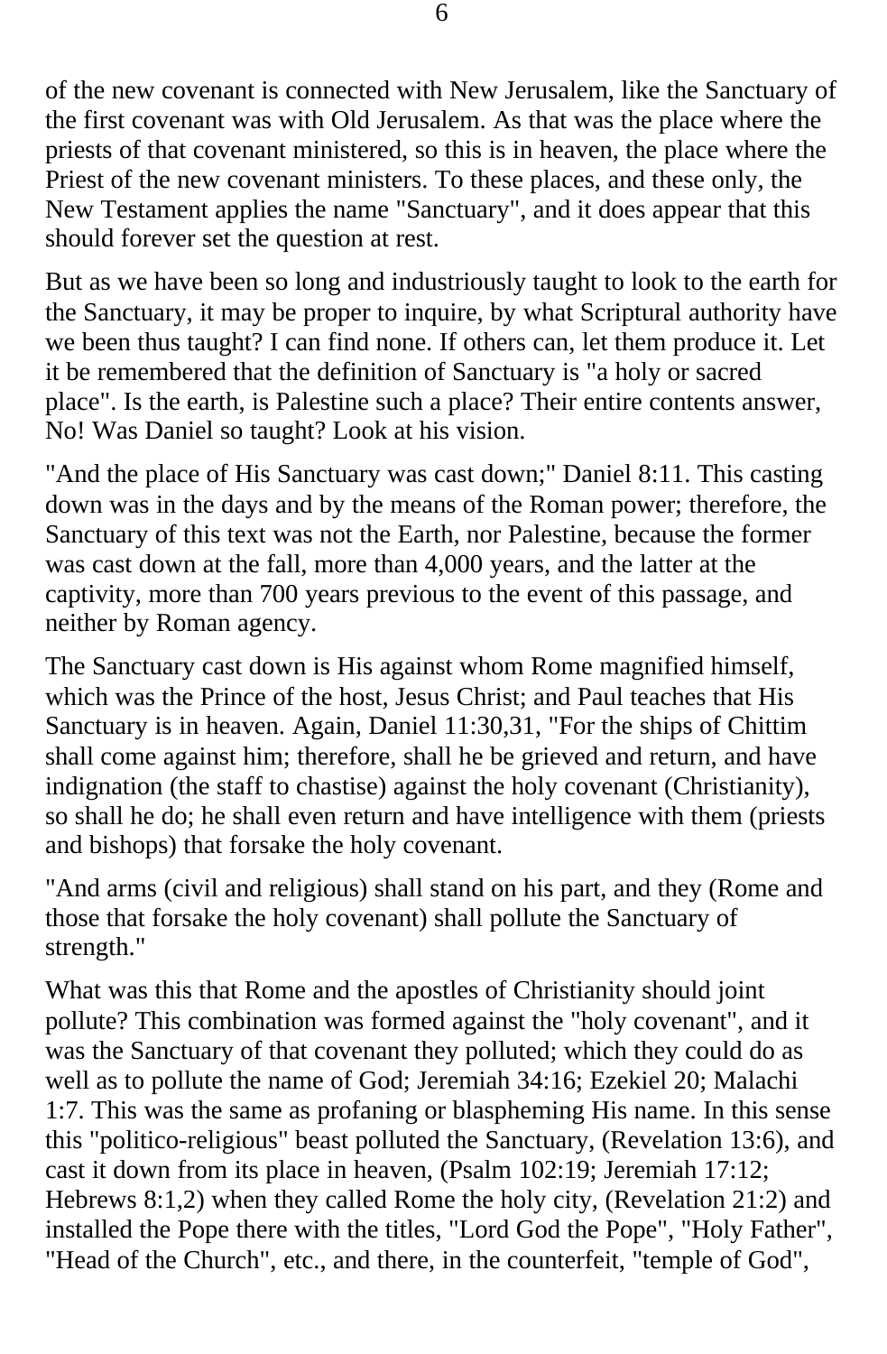of the new covenant is connected with New Jerusalem, like the Sanctuary of the first covenant was with Old Jerusalem. As that was the place where the priests of that covenant ministered, so this is in heaven, the place where the Priest of the new covenant ministers. To these places, and these only, the New Testament applies the name "Sanctuary", and it does appear that this should forever set the question at rest.

But as we have been so long and industriously taught to look to the earth for the Sanctuary, it may be proper to inquire, by what Scriptural authority have we been thus taught? I can find none. If others can, let them produce it. Let it be remembered that the definition of Sanctuary is "a holy or sacred place". Is the earth, is Palestine such a place? Their entire contents answer, No! Was Daniel so taught? Look at his vision.

"And the place of His Sanctuary was cast down;" Daniel 8:11. This casting down was in the days and by the means of the Roman power; therefore, the Sanctuary of this text was not the Earth, nor Palestine, because the former was cast down at the fall, more than 4,000 years, and the latter at the captivity, more than 700 years previous to the event of this passage, and neither by Roman agency.

The Sanctuary cast down is His against whom Rome magnified himself, which was the Prince of the host, Jesus Christ; and Paul teaches that His Sanctuary is in heaven. Again, Daniel 11:30,31, "For the ships of Chittim shall come against him; therefore, shall he be grieved and return, and have indignation (the staff to chastise) against the holy covenant (Christianity), so shall he do; he shall even return and have intelligence with them (priests and bishops) that forsake the holy covenant.

"And arms (civil and religious) shall stand on his part, and they (Rome and those that forsake the holy covenant) shall pollute the Sanctuary of strength."

What was this that Rome and the apostles of Christianity should joint pollute? This combination was formed against the "holy covenant", and it was the Sanctuary of that covenant they polluted; which they could do as well as to pollute the name of God; Jeremiah 34:16; Ezekiel 20; Malachi 1:7. This was the same as profaning or blaspheming His name. In this sense this "politico-religious" beast polluted the Sanctuary, (Revelation 13:6), and cast it down from its place in heaven, (Psalm 102:19; Jeremiah 17:12; Hebrews 8:1,2) when they called Rome the holy city, (Revelation 21:2) and installed the Pope there with the titles, "Lord God the Pope", "Holy Father", "Head of the Church", etc., and there, in the counterfeit, "temple of God",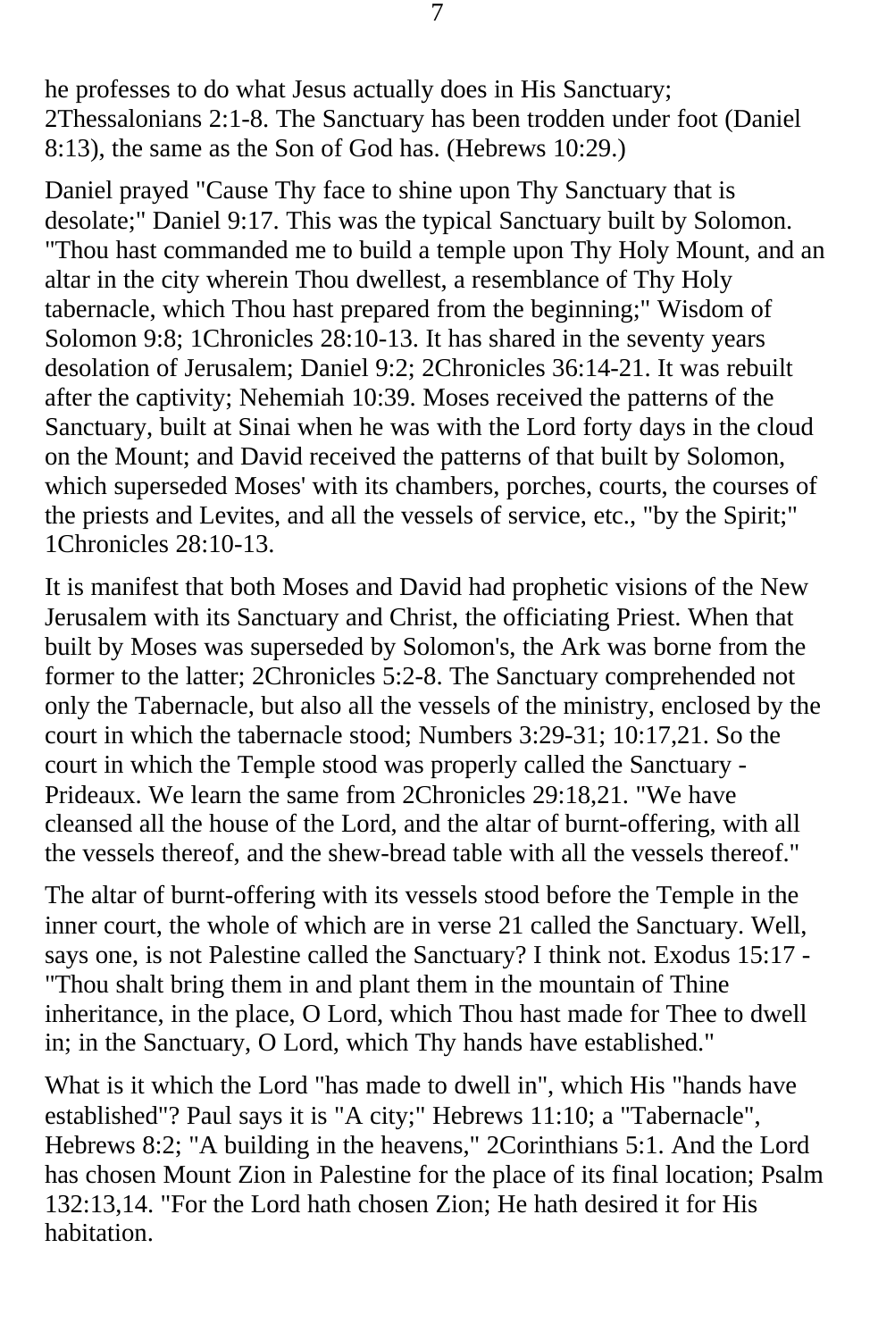he professes to do what Jesus actually does in His Sanctuary; 2Thessalonians 2:1-8. The Sanctuary has been trodden under foot (Daniel 8:13), the same as the Son of God has. (Hebrews 10:29.)

Daniel prayed "Cause Thy face to shine upon Thy Sanctuary that is desolate;" Daniel 9:17. This was the typical Sanctuary built by Solomon. "Thou hast commanded me to build a temple upon Thy Holy Mount, and an altar in the city wherein Thou dwellest, a resemblance of Thy Holy tabernacle, which Thou hast prepared from the beginning;" Wisdom of Solomon 9:8; 1Chronicles 28:10-13. It has shared in the seventy years desolation of Jerusalem; Daniel 9:2; 2Chronicles 36:14-21. It was rebuilt after the captivity; Nehemiah 10:39. Moses received the patterns of the Sanctuary, built at Sinai when he was with the Lord forty days in the cloud on the Mount; and David received the patterns of that built by Solomon, which superseded Moses' with its chambers, porches, courts, the courses of the priests and Levites, and all the vessels of service, etc., "by the Spirit;" 1Chronicles 28:10-13.

It is manifest that both Moses and David had prophetic visions of the New Jerusalem with its Sanctuary and Christ, the officiating Priest. When that built by Moses was superseded by Solomon's, the Ark was borne from the former to the latter; 2Chronicles 5:2-8. The Sanctuary comprehended not only the Tabernacle, but also all the vessels of the ministry, enclosed by the court in which the tabernacle stood; Numbers 3:29-31; 10:17,21. So the court in which the Temple stood was properly called the Sanctuary - Prideaux. We learn the same from 2Chronicles 29:18,21. "We have cleansed all the house of the Lord, and the altar of burnt-offering, with all the vessels thereof, and the shew-bread table with all the vessels thereof."

The altar of burnt-offering with its vessels stood before the Temple in the inner court, the whole of which are in verse 21 called the Sanctuary. Well, says one, is not Palestine called the Sanctuary? I think not. Exodus 15:17 - "Thou shalt bring them in and plant them in the mountain of Thine inheritance, in the place, O Lord, which Thou hast made for Thee to dwell in; in the Sanctuary, O Lord, which Thy hands have established."

What is it which the Lord "has made to dwell in", which His "hands have established"? Paul says it is "A city;" Hebrews 11:10; a "Tabernacle", Hebrews 8:2; "A building in the heavens," 2Corinthians 5:1. And the Lord has chosen Mount Zion in Palestine for the place of its final location; Psalm 132:13,14. "For the Lord hath chosen Zion; He hath desired it for His habitation.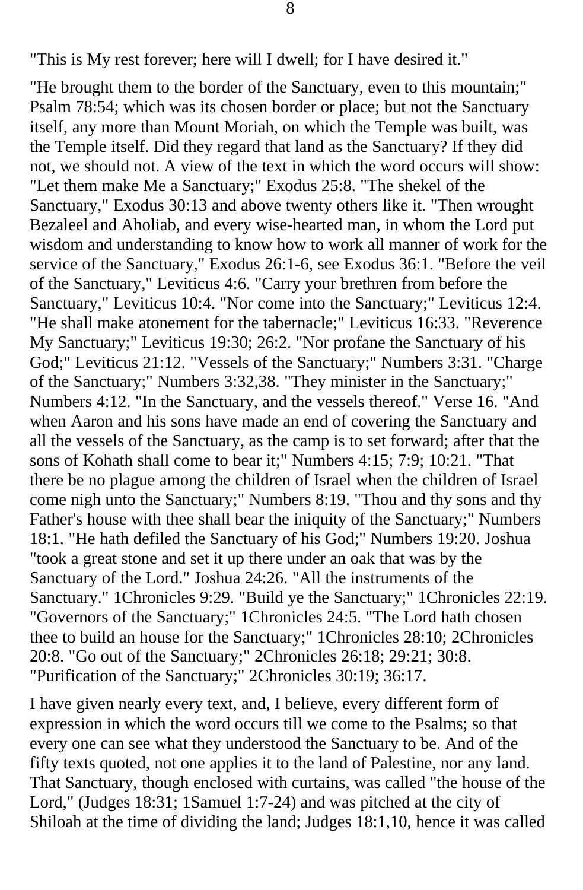"This is My rest forever; here will I dwell; for I have desired it."

"He brought them to the border of the Sanctuary, even to this mountain;" Psalm 78:54; which was its chosen border or place; but not the Sanctuary itself, any more than Mount Moriah, on which the Temple was built, was the Temple itself. Did they regard that land as the Sanctuary? If they did not, we should not. A view of the text in which the word occurs will show: "Let them make Me a Sanctuary;" Exodus 25:8. "The shekel of the Sanctuary," Exodus 30:13 and above twenty others like it. "Then wrought Bezaleel and Aholiab, and every wise-hearted man, in whom the Lord put wisdom and understanding to know how to work all manner of work for the service of the Sanctuary," Exodus 26:1-6, see Exodus 36:1. "Before the veil of the Sanctuary," Leviticus 4:6. "Carry your brethren from before the Sanctuary," Leviticus 10:4. "Nor come into the Sanctuary;" Leviticus 12:4. "He shall make atonement for the tabernacle;" Leviticus 16:33. "Reverence My Sanctuary;" Leviticus 19:30; 26:2. "Nor profane the Sanctuary of his God;" Leviticus 21:12. "Vessels of the Sanctuary;" Numbers 3:31. "Charge of the Sanctuary;" Numbers 3:32,38. "They minister in the Sanctuary;" Numbers 4:12. "In the Sanctuary, and the vessels thereof." Verse 16. "And when Aaron and his sons have made an end of covering the Sanctuary and all the vessels of the Sanctuary, as the camp is to set forward; after that the sons of Kohath shall come to bear it;" Numbers 4:15; 7:9; 10:21. "That there be no plague among the children of Israel when the children of Israel come nigh unto the Sanctuary;" Numbers 8:19. "Thou and thy sons and thy Father's house with thee shall bear the iniquity of the Sanctuary;" Numbers 18:1. "He hath defiled the Sanctuary of his God;" Numbers 19:20. Joshua "took a great stone and set it up there under an oak that was by the Sanctuary of the Lord." Joshua 24:26. "All the instruments of the Sanctuary." 1Chronicles 9:29. "Build ye the Sanctuary;" 1Chronicles 22:19. "Governors of the Sanctuary;" 1Chronicles 24:5. "The Lord hath chosen thee to build an house for the Sanctuary;" 1Chronicles 28:10; 2Chronicles 20:8. "Go out of the Sanctuary;" 2Chronicles 26:18; 29:21; 30:8. "Purification of the Sanctuary;" 2Chronicles 30:19; 36:17.

I have given nearly every text, and, I believe, every different form of expression in which the word occurs till we come to the Psalms; so that every one can see what they understood the Sanctuary to be. And of the fifty texts quoted, not one applies it to the land of Palestine, nor any land. That Sanctuary, though enclosed with curtains, was called "the house of the Lord," (Judges 18:31; 1Samuel 1:7-24) and was pitched at the city of Shiloah at the time of dividing the land; Judges 18:1,10, hence it was called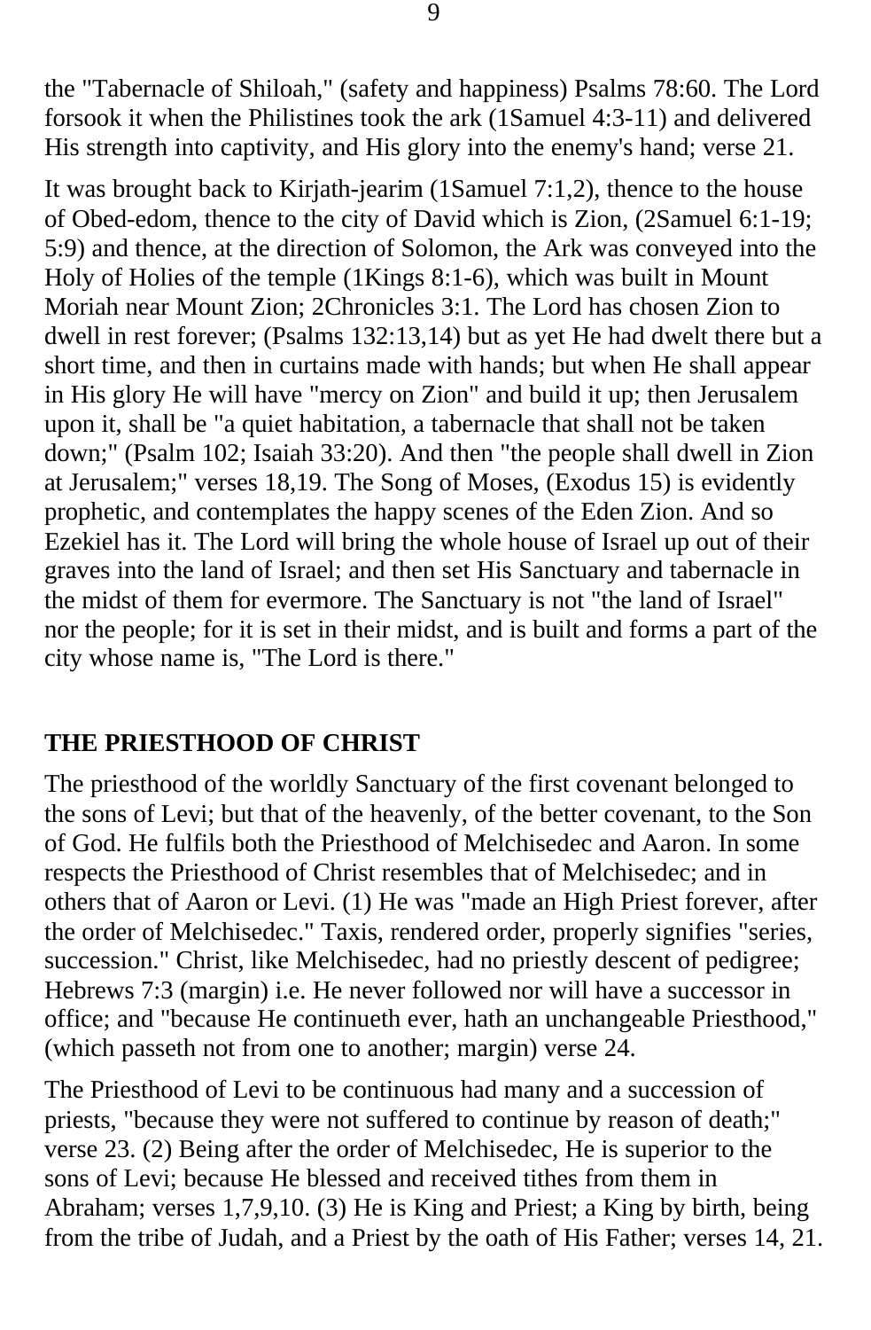the "Tabernacle of Shiloah," (safety and happiness) Psalms 78:60. The Lord forsook it when the Philistines took the ark (1Samuel 4:3-11) and delivered His strength into captivity, and His glory into the enemy's hand; verse 21.

It was brought back to Kirjath-jearim (1Samuel 7:1,2), thence to the house of Obed-edom, thence to the city of David which is Zion, (2Samuel 6:1-19; 5:9) and thence, at the direction of Solomon, the Ark was conveyed into the Holy of Holies of the temple (1Kings 8:1-6), which was built in Mount Moriah near Mount Zion; 2Chronicles 3:1. The Lord has chosen Zion to dwell in rest forever; (Psalms 132:13,14) but as yet He had dwelt there but a short time, and then in curtains made with hands; but when He shall appear in His glory He will have "mercy on Zion" and build it up; then Jerusalem upon it, shall be "a quiet habitation, a tabernacle that shall not be taken down;" (Psalm 102; Isaiah 33:20). And then "the people shall dwell in Zion at Jerusalem;" verses 18,19. The Song of Moses, (Exodus 15) is evidently prophetic, and contemplates the happy scenes of the Eden Zion. And so Ezekiel has it. The Lord will bring the whole house of Israel up out of their graves into the land of Israel; and then set His Sanctuary and tabernacle in the midst of them for evermore. The Sanctuary is not "the land of Israel" nor the people; for it is set in their midst, and is built and forms a part of the city whose name is, "The Lord is there."

## THE PRIESTHOOD OF CHRIST

The priesthood of the worldly Sanctuary of the first covenant belonged to the sons of Levi; but that of the heavenly, of the better covenant, to the Son of God. He fulfils both the Priesthood of Melchisedec and Aaron. In some respects the Priesthood of Christ resembles that of Melchisedec; and in others that of Aaron or Levi. (1) He was "made an High Priest forever, after the order of Melchisedec." Taxis, rendered order, properly signifies "series, succession." Christ, like Melchisedec, had no priestly descent of pedigree; Hebrews 7:3 (margin) i.e. He never followed nor will have a successor in office; and "because He continueth ever, hath an unchangeable Priesthood," (which passeth not from one to another; margin) verse 24.

The Priesthood of Levi to be continuous had many and a succession of priests, "because they were not suffered to continue by reason of death;" verse 23. (2) Being after the order of Melchisedec, He is superior to the sons of Levi; because He blessed and received tithes from them in Abraham; verses 1,7,9,10. (3) He is King and Priest; a King by birth, being from the tribe of Judah, and a Priest by the oath of His Father; verses 14, 21.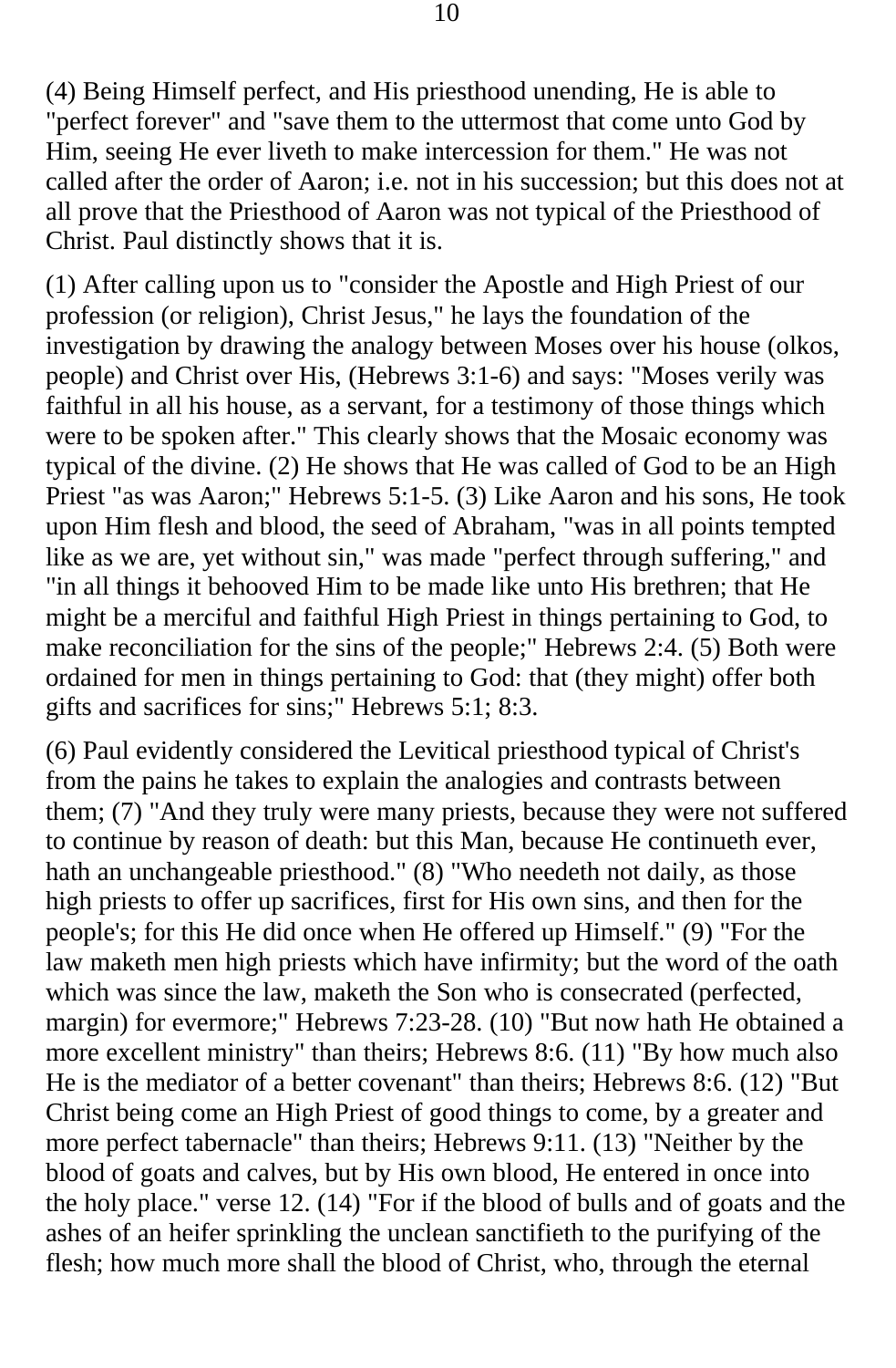(4) Being Himself perfect, and His priesthood unending, He is able to "perfect forever" and "save them to the uttermost that come unto God by Him, seeing He ever liveth to make intercession for them." He was not called after the order of Aaron; i.e. not in his succession; but this does not at all prove that the Priesthood of Aaron was not typical of the Priesthood of Christ. Paul distinctly shows that it is.

(1) After calling upon us to "consider the Apostle and High Priest of our profession (or religion), Christ Jesus," he lays the foundation of the investigation by drawing the analogy between Moses over his house (olkos, people) and Christ over His, (Hebrews 3:1-6) and says: "Moses verily was faithful in all his house, as a servant, for a testimony of those things which were to be spoken after." This clearly shows that the Mosaic economy was typical of the divine. (2) He shows that He was called of God to be an High Priest "as was Aaron;" Hebrews 5:1-5. (3) Like Aaron and his sons, He took upon Him flesh and blood, the seed of Abraham, "was in all points tempted like as we are, yet without sin," was made "perfect through suffering," and "in all things it behooved Him to be made like unto His brethren; that He might be a merciful and faithful High Priest in things pertaining to God, to make reconciliation for the sins of the people;" Hebrews 2:4. (5) Both were ordained for men in things pertaining to God: that (they might) offer both gifts and sacrifices for sins;" Hebrews 5:1; 8:3.

(6) Paul evidently considered the Levitical priesthood typical of Christ's from the pains he takes to explain the analogies and contrasts between them; (7) "And they truly were many priests, because they were not suffered to continue by reason of death: but this Man, because He continueth ever, hath an unchangeable priesthood." (8) "Who needeth not daily, as those high priests to offer up sacrifices, first for His own sins, and then for the people's; for this He did once when He offered up Himself." (9) "For the law maketh men high priests which have infirmity; but the word of the oath which was since the law, maketh the Son who is consecrated (perfected, margin) for evermore;" Hebrews 7:23-28. (10) "But now hath He obtained a more excellent ministry" than theirs; Hebrews 8:6. (11) "By how much also He is the mediator of a better covenant" than theirs; Hebrews 8:6. (12) "But Christ being come an High Priest of good things to come, by a greater and more perfect tabernacle" than theirs; Hebrews 9:11. (13) "Neither by the blood of goats and calves, but by His own blood, He entered in once into the holy place." verse 12. (14) "For if the blood of bulls and of goats and the ashes of an heifer sprinkling the unclean sanctifieth to the purifying of the flesh; how much more shall the blood of Christ, who, through the eternal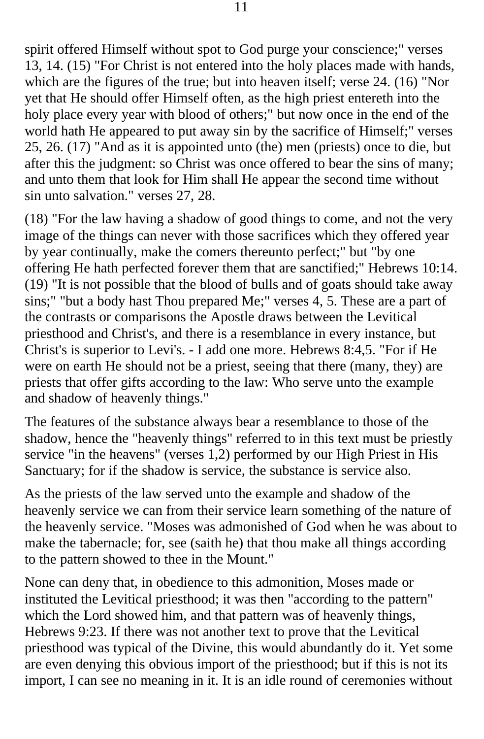spirit offered Himself without spot to God purge your conscience;" verses 13, 14. (15) "For Christ is not entered into the holy places made with hands, which are the figures of the true; but into heaven itself; verse 24. (16) "Nor yet that He should offer Himself often, as the high priest entereth into the holy place every year with blood of others;" but now once in the end of the world hath He appeared to put away sin by the sacrifice of Himself;" verses 25, 26. (17) "And as it is appointed unto (the) men (priests) once to die, but after this the judgment: so Christ was once offered to bear the sins of many; and unto them that look for Him shall He appear the second time without sin unto salvation." verses 27, 28.

(18) "For the law having a shadow of good things to come, and not the very image of the things can never with those sacrifices which they offered year by year continually, make the comers thereunto perfect;" but "by one offering He hath perfected forever them that are sanctified;" Hebrews 10:14. (19) "It is not possible that the blood of bulls and of goats should take away sins;" "but a body hast Thou prepared Me;" verses 4, 5. These are a part of the contrasts or comparisons the Apostle draws between the Levitical priesthood and Christ's, and there is a resemblance in every instance, but Christ's is superior to Levi's. - I add one more. Hebrews 8:4,5. "For if He were on earth He should not be a priest, seeing that there (many, they) are priests that offer gifts according to the law: Who serve unto the example and shadow of heavenly things."

The features of the substance always bear a resemblance to those of the shadow, hence the "heavenly things" referred to in this text must be priestly service "in the heavens" (verses 1,2) performed by our High Priest in His Sanctuary; for if the shadow is service, the substance is service also.

As the priests of the law served unto the example and shadow of the heavenly service we can from their service learn something of the nature of the heavenly service. "Moses was admonished of God when he was about to make the tabernacle; for, see (saith he) that thou make all things according to the pattern showed to thee in the Mount."

None can deny that, in obedience to this admonition, Moses made or instituted the Levitical priesthood; it was then "according to the pattern" which the Lord showed him, and that pattern was of heavenly things, Hebrews 9:23. If there was not another text to prove that the Levitical priesthood was typical of the Divine, this would abundantly do it. Yet some are even denying this obvious import of the priesthood; but if this is not its import, I can see no meaning in it. It is an idle round of ceremonies without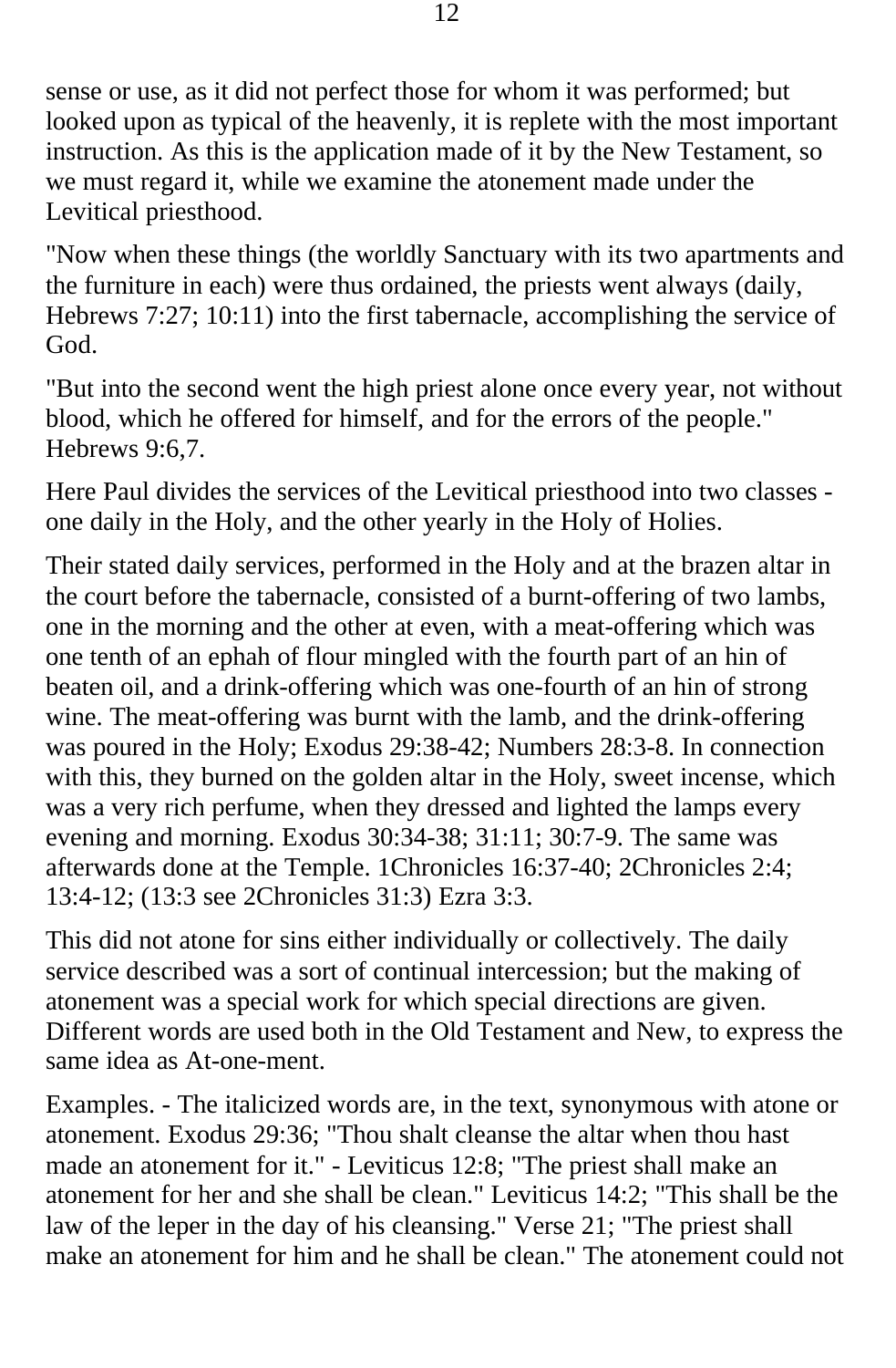sense or use, as it did not perfect those for whom it was performed; but looked upon as typical of the heavenly, it is replete with the most important instruction. As this is the application made of it by the New Testament, so we must regard it, while we examine the atonement made under the Levitical priesthood.

"Now when these things (the worldly Sanctuary with its two apartments and the furniture in each) were thus ordained, the priests went always (daily, Hebrews 7:27; 10:11) into the first tabernacle, accomplishing the service of God.

"But into the second went the high priest alone once every year, not without blood, which he offered for himself, and for the errors of the people." Hebrews 9:6,7.

Here Paul divides the services of the Levitical priesthood into two classes - one daily in the Holy, and the other yearly in the Holy of Holies.

Their stated daily services, performed in the Holy and at the brazen altar in the court before the tabernacle, consisted of a burnt-offering of two lambs, one in the morning and the other at even, with a meat-offering which was one tenth of an ephah of flour mingled with the fourth part of an hin of beaten oil, and a drink-offering which was one-fourth of an hin of strong wine. The meat-offering was burnt with the lamb, and the drink-offering was poured in the Holy; Exodus 29:38-42; Numbers 28:3-8. In connection with this, they burned on the golden altar in the Holy, sweet incense, which was a very rich perfume, when they dressed and lighted the lamps every evening and morning. Exodus 30:34-38; 31:11; 30:7-9. The same was afterwards done at the Temple. 1Chronicles 16:37-40; 2Chronicles 2:4; 13:4-12; (13:3 see 2Chronicles 31:3) Ezra 3:3.

This did not atone for sins either individually or collectively. The daily service described was a sort of continual intercession; but the making of atonement was a special work for which special directions are given. Different words are used both in the Old Testament and New, to express the same idea as At-one-ment.

Examples. - The italicized words are, in the text, synonymous with atone or atonement. Exodus 29:36; "Thou shalt cleanse the altar when thou hast made an atonement for it." - Leviticus 12:8; "The priest shall make an atonement for her and she shall be clean." Leviticus 14:2; "This shall be the law of the leper in the day of his cleansing." Verse 21; "The priest shall make an atonement for him and he shall be clean." The atonement could not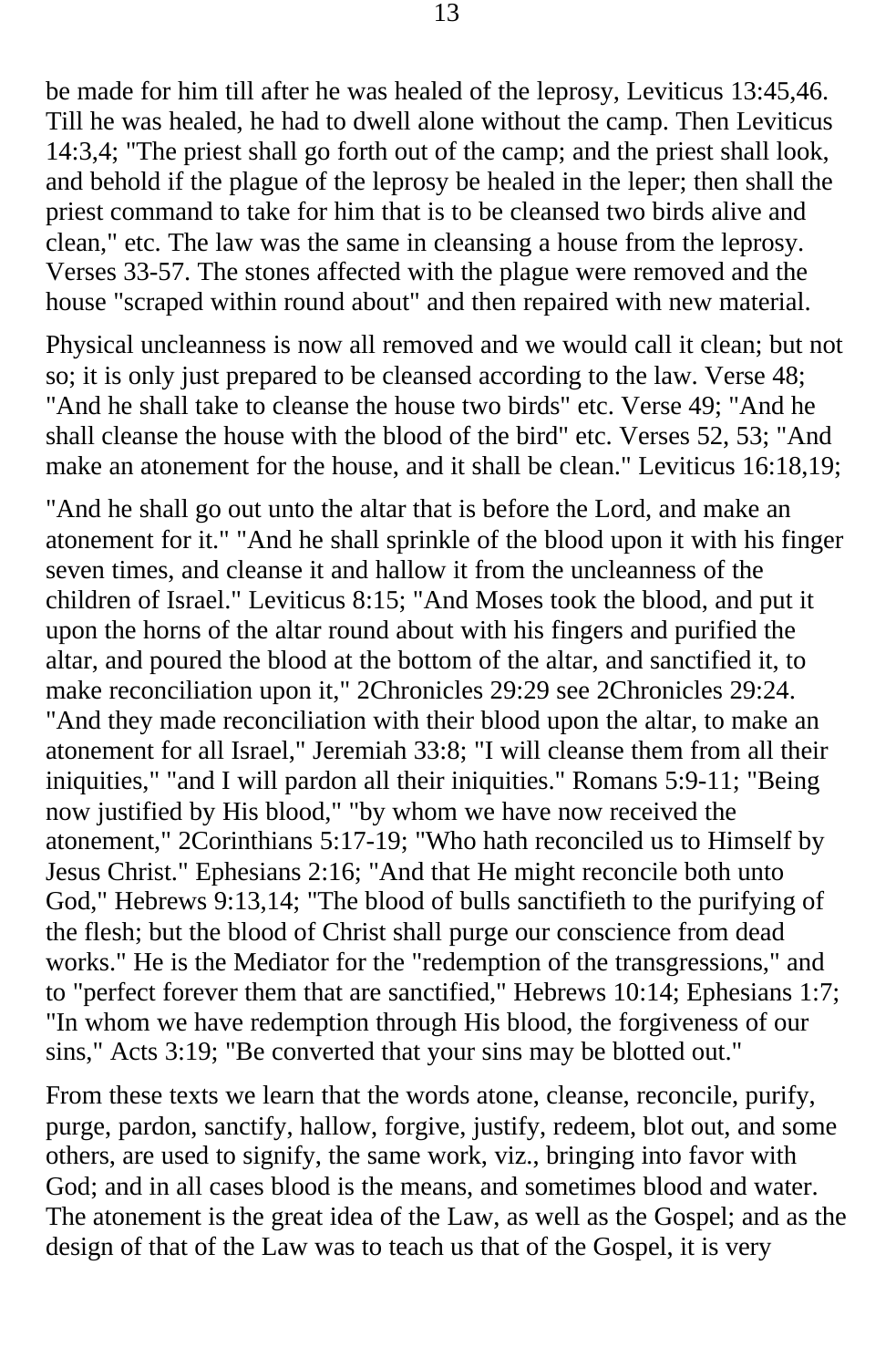be made for him till after he was healed of the leprosy, Leviticus 13:45,46. Till he was healed, he had to dwell alone without the camp. Then Leviticus 14:3,4; "The priest shall go forth out of the camp; and the priest shall look, and behold if the plague of the leprosy be healed in the leper; then shall the priest command to take for him that is to be cleansed two birds alive and clean," etc. The law was the same in cleansing a house from the leprosy. Verses 33-57. The stones affected with the plague were removed and the house "scraped within round about" and then repaired with new material.

Physical uncleanness is now all removed and we would call it clean; but not so; it is only just prepared to be cleansed according to the law. Verse 48; "And he shall take to cleanse the house two birds" etc. Verse 49; "And he shall cleanse the house with the blood of the bird" etc. Verses 52, 53; "And make an atonement for the house, and it shall be clean." Leviticus 16:18,19;

"And he shall go out unto the altar that is before the Lord, and make an atonement for it." "And he shall sprinkle of the blood upon it with his finger seven times, and cleanse it and hallow it from the uncleanness of the children of Israel." Leviticus 8:15; "And Moses took the blood, and put it upon the horns of the altar round about with his fingers and purified the altar, and poured the blood at the bottom of the altar, and sanctified it, to make reconciliation upon it," 2Chronicles 29:29 see 2Chronicles 29:24. "And they made reconciliation with their blood upon the altar, to make an atonement for all Israel," Jeremiah 33:8; "I will cleanse them from all their iniquities," "and I will pardon all their iniquities." Romans 5:9-11; "Being now justified by His blood," "by whom we have now received the atonement," 2Corinthians 5:17-19; "Who hath reconciled us to Himself by Jesus Christ." Ephesians 2:16; "And that He might reconcile both unto God," Hebrews 9:13,14; "The blood of bulls sanctifieth to the purifying of the flesh; but the blood of Christ shall purge our conscience from dead works." He is the Mediator for the "redemption of the transgressions," and to "perfect forever them that are sanctified," Hebrews 10:14; Ephesians 1:7; "In whom we have redemption through His blood, the forgiveness of our sins," Acts 3:19; "Be converted that your sins may be blotted out."

From these texts we learn that the words atone, cleanse, reconcile, purify, purge, pardon, sanctify, hallow, forgive, justify, redeem, blot out, and some others, are used to signify, the same work, viz., bringing into favor with God; and in all cases blood is the means, and sometimes blood and water. The atonement is the great idea of the Law, as well as the Gospel; and as the design of that of the Law was to teach us that of the Gospel, it is very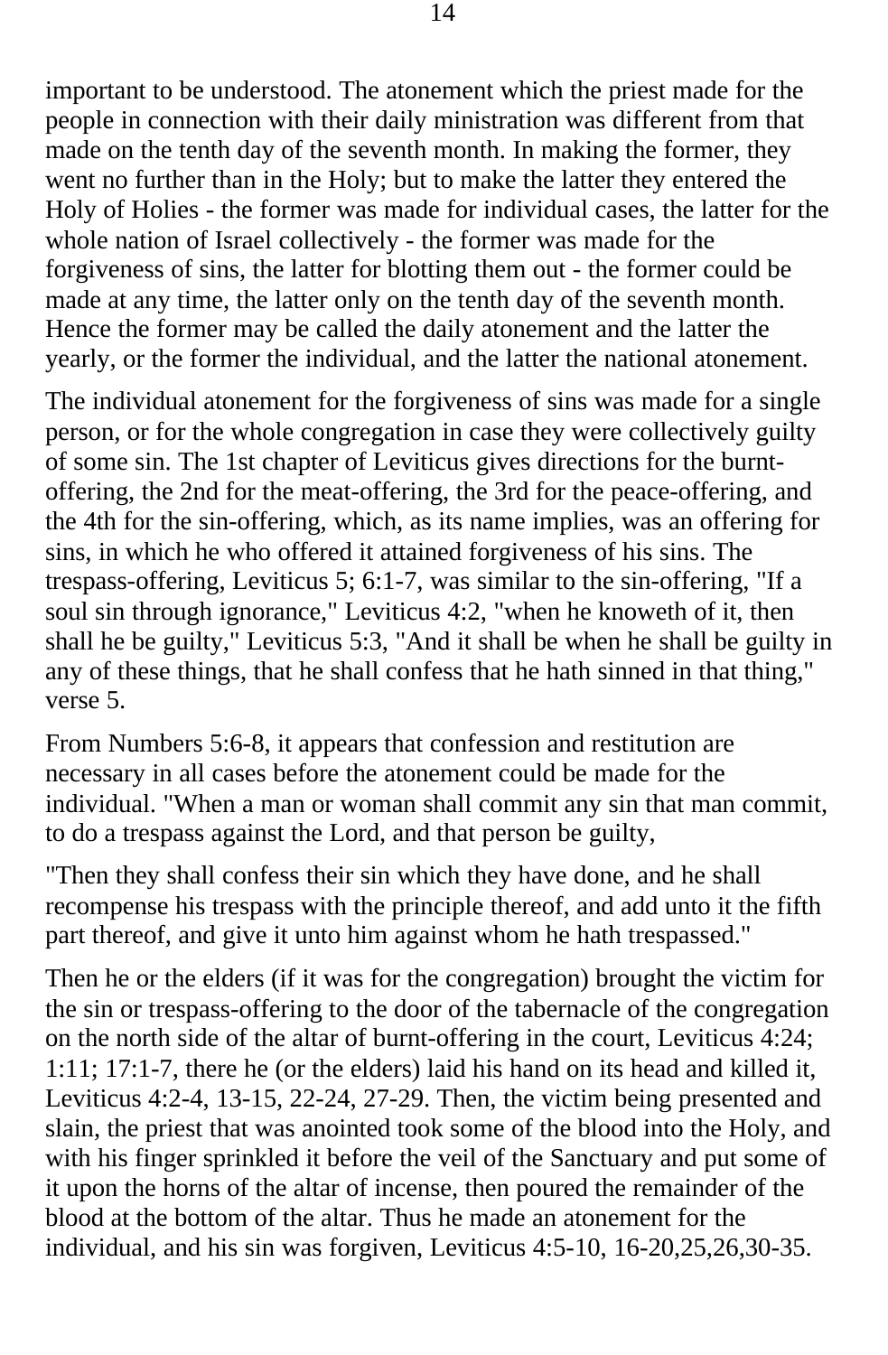important to be understood. The atonement which the priest made for the people in connection with their daily ministration was different from that made on the tenth day of the seventh month. In making the former, they went no further than in the Holy; but to make the latter they entered the Holy of Holies - the former was made for individual cases, the latter for the whole nation of Israel collectively - the former was made for the forgiveness of sins, the latter for blotting them out - the former could be made at any time, the latter only on the tenth day of the seventh month. Hence the former may be called the daily atonement and the latter the yearly, or the former the individual, and the latter the national atonement.

The individual atonement for the forgiveness of sins was made for a single person, or for the whole congregation in case they were collectively guilty of some sin. The 1st chapter of Leviticus gives directions for the burnt-offering, the 2nd for the meat-offering, the 3rd for the peace-offering, and the 4th for the sin-offering, which, as its name implies, was an offering for sins, in which he who offered it attained forgiveness of his sins. The trespass-offering, Leviticus 5; 6:1-7, was similar to the sin-offering, "If a soul sin through ignorance," Leviticus 4:2, "when he knoweth of it, then shall he be guilty," Leviticus 5:3, "And it shall be when he shall be guilty in any of these things, that he shall confess that he hath sinned in that thing," verse 5.

From Numbers 5:6-8, it appears that confession and restitution are necessary in all cases before the atonement could be made for the individual. "When a man or woman shall commit any sin that man commit, to do a trespass against the Lord, and that person be guilty,

"Then they shall confess their sin which they have done, and he shall recompense his trespass with the principle thereof, and add unto it the fifth part thereof, and give it unto him against whom he hath trespassed."

Then he or the elders (if it was for the congregation) brought the victim for the sin or trespass-offering to the door of the tabernacle of the congregation on the north side of the altar of burnt-offering in the court, Leviticus 4:24; 1:11; 17:1-7, there he (or the elders) laid his hand on its head and killed it, Leviticus 4:2-4, 13-15, 22-24, 27-29. Then, the victim being presented and slain, the priest that was anointed took some of the blood into the Holy, and with his finger sprinkled it before the veil of the Sanctuary and put some of it upon the horns of the altar of incense, then poured the remainder of the blood at the bottom of the altar. Thus he made an atonement for the individual, and his sin was forgiven, Leviticus 4:5-10, 16-20,25,26,30-35.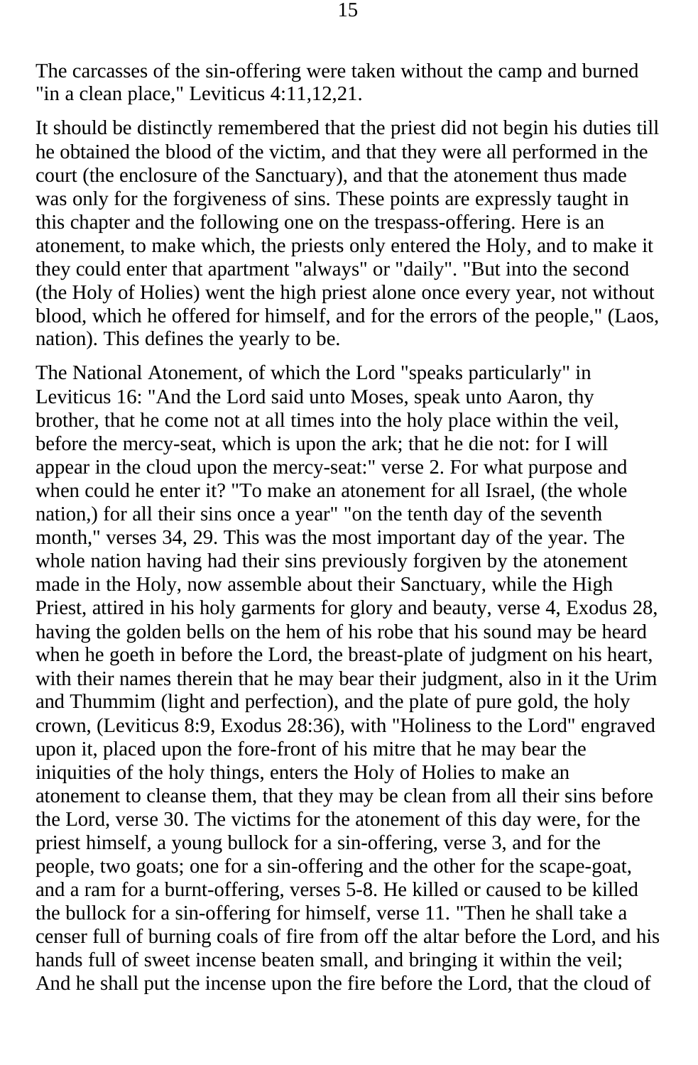The carcasses of the sin-offering were taken without the camp and burned "in a clean place," Leviticus 4:11,12,21.

It should be distinctly remembered that the priest did not begin his duties till he obtained the blood of the victim, and that they were all performed in the court (the enclosure of the Sanctuary), and that the atonement thus made was only for the forgiveness of sins. These points are expressly taught in this chapter and the following one on the trespass-offering. Here is an atonement, to make which, the priests only entered the Holy, and to make it they could enter that apartment "always" or "daily". "But into the second (the Holy of Holies) went the high priest alone once every year, not without blood, which he offered for himself, and for the errors of the people," (Laos, nation). This defines the yearly to be.

The National Atonement, of which the Lord "speaks particularly" in Leviticus 16: "And the Lord said unto Moses, speak unto Aaron, thy brother, that he come not at all times into the holy place within the veil, before the mercy-seat, which is upon the ark; that he die not: for I will appear in the cloud upon the mercy-seat:" verse 2. For what purpose and when could he enter it? "To make an atonement for all Israel, (the whole nation,) for all their sins once a year" "on the tenth day of the seventh month," verses 34, 29. This was the most important day of the year. The whole nation having had their sins previously forgiven by the atonement made in the Holy, now assemble about their Sanctuary, while the High Priest, attired in his holy garments for glory and beauty, verse 4, Exodus 28, having the golden bells on the hem of his robe that his sound may be heard when he goeth in before the Lord, the breast-plate of judgment on his heart, with their names therein that he may bear their judgment, also in it the Urim and Thummim (light and perfection), and the plate of pure gold, the holy crown, (Leviticus 8:9, Exodus 28:36), with "Holiness to the Lord" engraved upon it, placed upon the fore-front of his mitre that he may bear the iniquities of the holy things, enters the Holy of Holies to make an atonement to cleanse them, that they may be clean from all their sins before the Lord, verse 30. The victims for the atonement of this day were, for the priest himself, a young bullock for a sin-offering, verse 3, and for the people, two goats; one for a sin-offering and the other for the scape-goat, and a ram for a burnt-offering, verses 5-8. He killed or caused to be killed the bullock for a sin-offering for himself, verse 11. "Then he shall take a censer full of burning coals of fire from off the altar before the Lord, and his hands full of sweet incense beaten small, and bringing it within the veil; And he shall put the incense upon the fire before the Lord, that the cloud of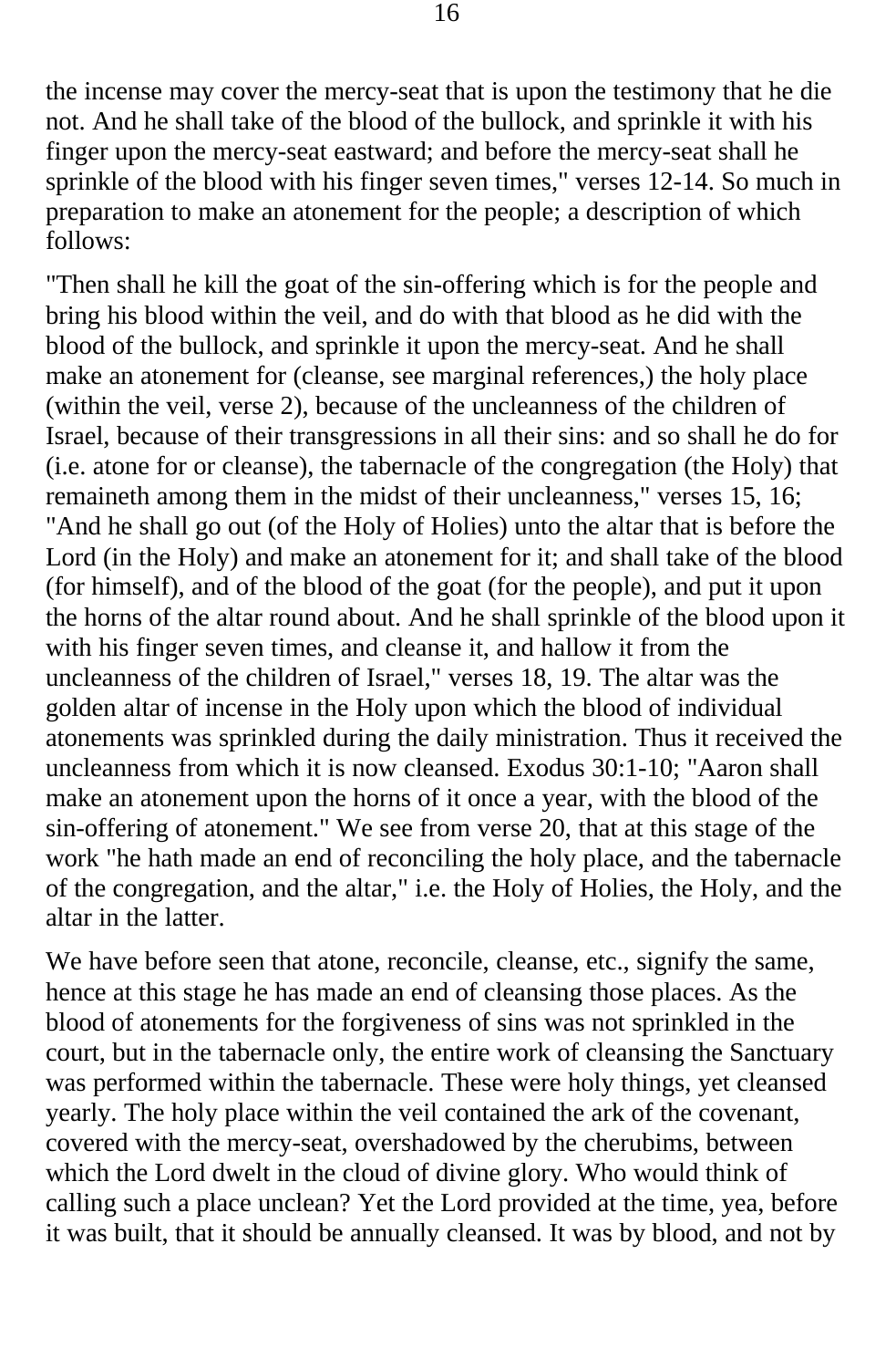the incense may cover the mercy-seat that is upon the testimony that he die not. And he shall take of the blood of the bullock, and sprinkle it with his finger upon the mercy-seat eastward; and before the mercy-seat shall he sprinkle of the blood with his finger seven times," verses 12-14. So much in preparation to make an atonement for the people; a description of which follows:

"Then shall he kill the goat of the sin-offering which is for the people and bring his blood within the veil, and do with that blood as he did with the blood of the bullock, and sprinkle it upon the mercy-seat. And he shall make an atonement for (cleanse, see marginal references,) the holy place (within the veil, verse 2), because of the uncleanness of the children of Israel, because of their transgressions in all their sins: and so shall he do for (i.e. atone for or cleanse), the tabernacle of the congregation (the Holy) that remaineth among them in the midst of their uncleanness," verses 15, 16; "And he shall go out (of the Holy of Holies) unto the altar that is before the Lord (in the Holy) and make an atonement for it; and shall take of the blood (for himself), and of the blood of the goat (for the people), and put it upon the horns of the altar round about. And he shall sprinkle of the blood upon it with his finger seven times, and cleanse it, and hallow it from the uncleanness of the children of Israel," verses 18, 19. The altar was the golden altar of incense in the Holy upon which the blood of individual atonements was sprinkled during the daily ministration. Thus it received the uncleanness from which it is now cleansed. Exodus 30:1-10; "Aaron shall make an atonement upon the horns of it once a year, with the blood of the sin-offering of atonement." We see from verse 20, that at this stage of the work "he hath made an end of reconciling the holy place, and the tabernacle of the congregation, and the altar," i.e. the Holy of Holies, the Holy, and the altar in the latter.

We have before seen that atone, reconcile, cleanse, etc., signify the same, hence at this stage he has made an end of cleansing those places. As the blood of atonements for the forgiveness of sins was not sprinkled in the court, but in the tabernacle only, the entire work of cleansing the Sanctuary was performed within the tabernacle. These were holy things, yet cleansed yearly. The holy place within the veil contained the ark of the covenant, covered with the mercy-seat, overshadowed by the cherubims, between which the Lord dwelt in the cloud of divine glory. Who would think of calling such a place unclean? Yet the Lord provided at the time, yea, before it was built, that it should be annually cleansed. It was by blood, and not by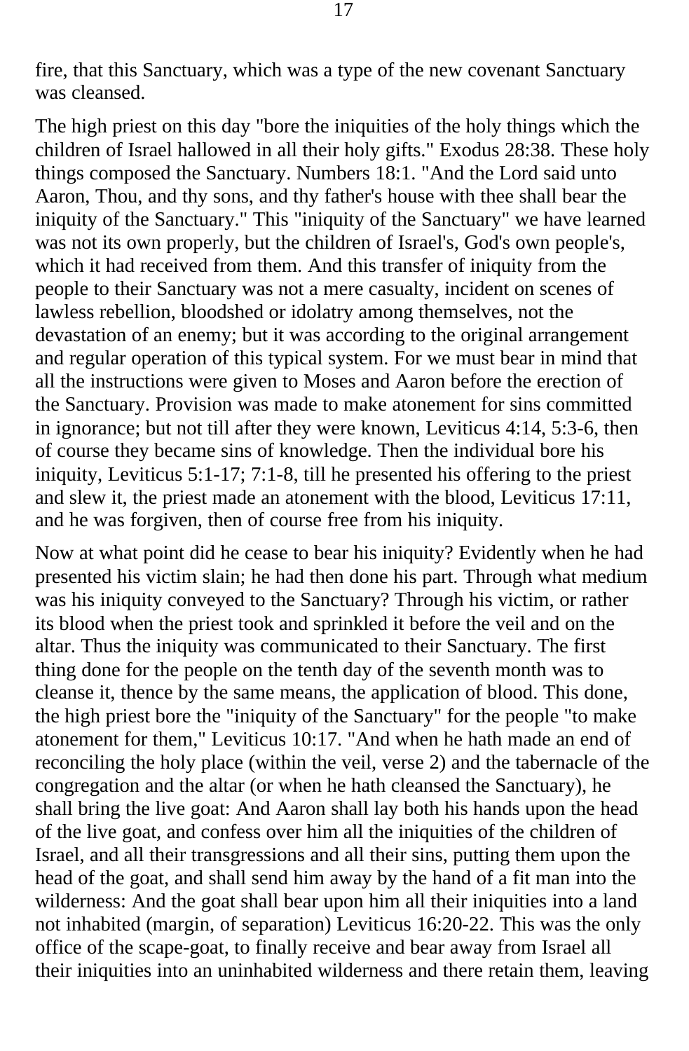fire, that this Sanctuary, which was a type of the new covenant Sanctuary was cleansed.

The high priest on this day "bore the iniquities of the holy things which the children of Israel hallowed in all their holy gifts." Exodus 28:38. These holy things composed the Sanctuary. Numbers 18:1. "And the Lord said unto Aaron, Thou, and thy sons, and thy father's house with thee shall bear the iniquity of the Sanctuary." This "iniquity of the Sanctuary" we have learned was not its own properly, but the children of Israel's, God's own people's, which it had received from them. And this transfer of iniquity from the people to their Sanctuary was not a mere casualty, incident on scenes of lawless rebellion, bloodshed or idolatry among themselves, not the devastation of an enemy; but it was according to the original arrangement and regular operation of this typical system. For we must bear in mind that all the instructions were given to Moses and Aaron before the erection of the Sanctuary. Provision was made to make atonement for sins committed in ignorance; but not till after they were known, Leviticus 4:14, 5:3-6, then of course they became sins of knowledge. Then the individual bore his iniquity, Leviticus 5:1-17; 7:1-8, till he presented his offering to the priest and slew it, the priest made an atonement with the blood, Leviticus 17:11, and he was forgiven, then of course free from his iniquity.

Now at what point did he cease to bear his iniquity? Evidently when he had presented his victim slain; he had then done his part. Through what medium was his iniquity conveyed to the Sanctuary? Through his victim, or rather its blood when the priest took and sprinkled it before the veil and on the altar. Thus the iniquity was communicated to their Sanctuary. The first thing done for the people on the tenth day of the seventh month was to cleanse it, thence by the same means, the application of blood. This done, the high priest bore the "iniquity of the Sanctuary" for the people "to make atonement for them," Leviticus 10:17. "And when he hath made an end of reconciling the holy place (within the veil, verse 2) and the tabernacle of the congregation and the altar (or when he hath cleansed the Sanctuary), he shall bring the live goat: And Aaron shall lay both his hands upon the head of the live goat, and confess over him all the iniquities of the children of Israel, and all their transgressions and all their sins, putting them upon the head of the goat, and shall send him away by the hand of a fit man into the wilderness: And the goat shall bear upon him all their iniquities into a land not inhabited (margin, of separation) Leviticus 16:20-22. This was the only office of the scape-goat, to finally receive and bear away from Israel all their iniquities into an uninhabited wilderness and there retain them, leaving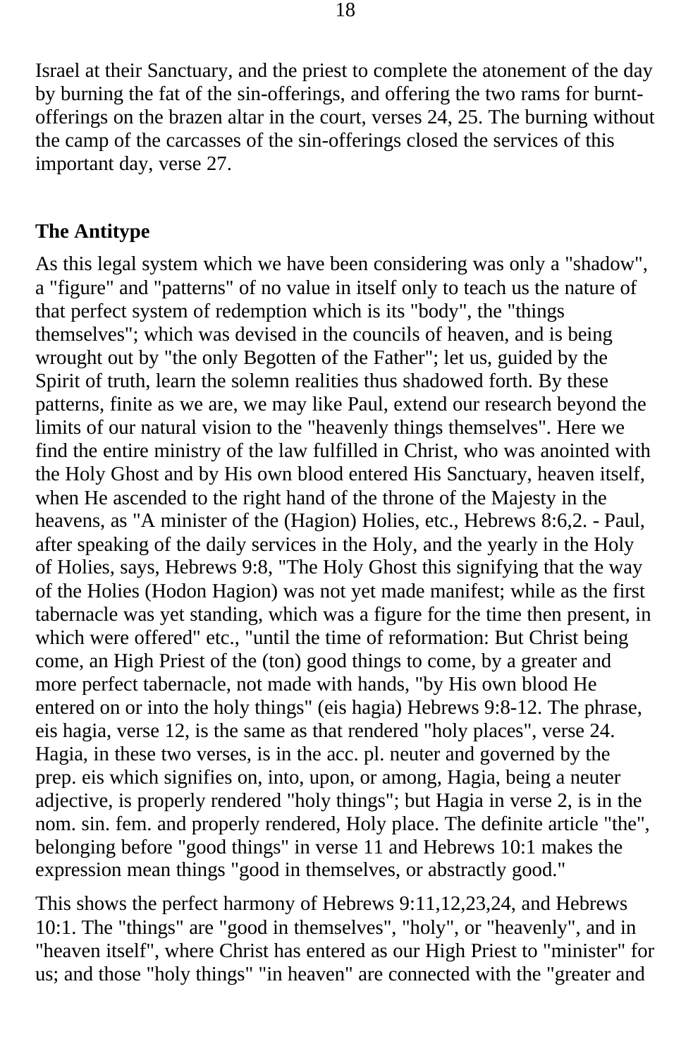Israel at their Sanctuary, and the priest to complete the atonement of the day by burning the fat of the sin-offerings, and offering the two rams for burnt-offerings on the brazen altar in the court, verses 24, 25. The burning without the camp of the carcasses of the sin-offerings closed the services of this important day, verse 27.

### The Antitype

As this legal system which we have been considering was only a "shadow", a "figure" and "patterns" of no value in itself only to teach us the nature of that perfect system of redemption which is its "body", the "things themselves"; which was devised in the councils of heaven, and is being wrought out by "the only Begotten of the Father"; let us, guided by the Spirit of truth, learn the solemn realities thus shadowed forth. By these patterns, finite as we are, we may like Paul, extend our research beyond the limits of our natural vision to the "heavenly things themselves". Here we find the entire ministry of the law fulfilled in Christ, who was anointed with the Holy Ghost and by His own blood entered His Sanctuary, heaven itself, when He ascended to the right hand of the throne of the Majesty in the heavens, as "A minister of the (Hagion) Holies, etc., Hebrews 8:6,2. - Paul, after speaking of the daily services in the Holy, and the yearly in the Holy of Holies, says, Hebrews 9:8, "The Holy Ghost this signifying that the way of the Holies (Hodon Hagion) was not yet made manifest; while as the first tabernacle was yet standing, which was a figure for the time then present, in which were offered" etc., "until the time of reformation: But Christ being come, an High Priest of the (ton) good things to come, by a greater and more perfect tabernacle, not made with hands, "by His own blood He entered on or into the holy things" (eis hagia) Hebrews 9:8-12. The phrase, eis hagia, verse 12, is the same as that rendered "holy places", verse 24. Hagia, in these two verses, is in the acc. pl. neuter and governed by the prep. eis which signifies on, into, upon, or among, Hagia, being a neuter adjective, is properly rendered "holy things"; but Hagia in verse 2, is in the nom. sin. fem. and properly rendered, Holy place. The definite article "the", belonging before "good things" in verse 11 and Hebrews 10:1 makes the expression mean things "good in themselves, or abstractly good."

This shows the perfect harmony of Hebrews 9:11,12,23,24, and Hebrews 10:1. The "things" are "good in themselves", "holy", or "heavenly", and in "heaven itself", where Christ has entered as our High Priest to "minister" for us; and those "holy things" "in heaven" are connected with the "greater and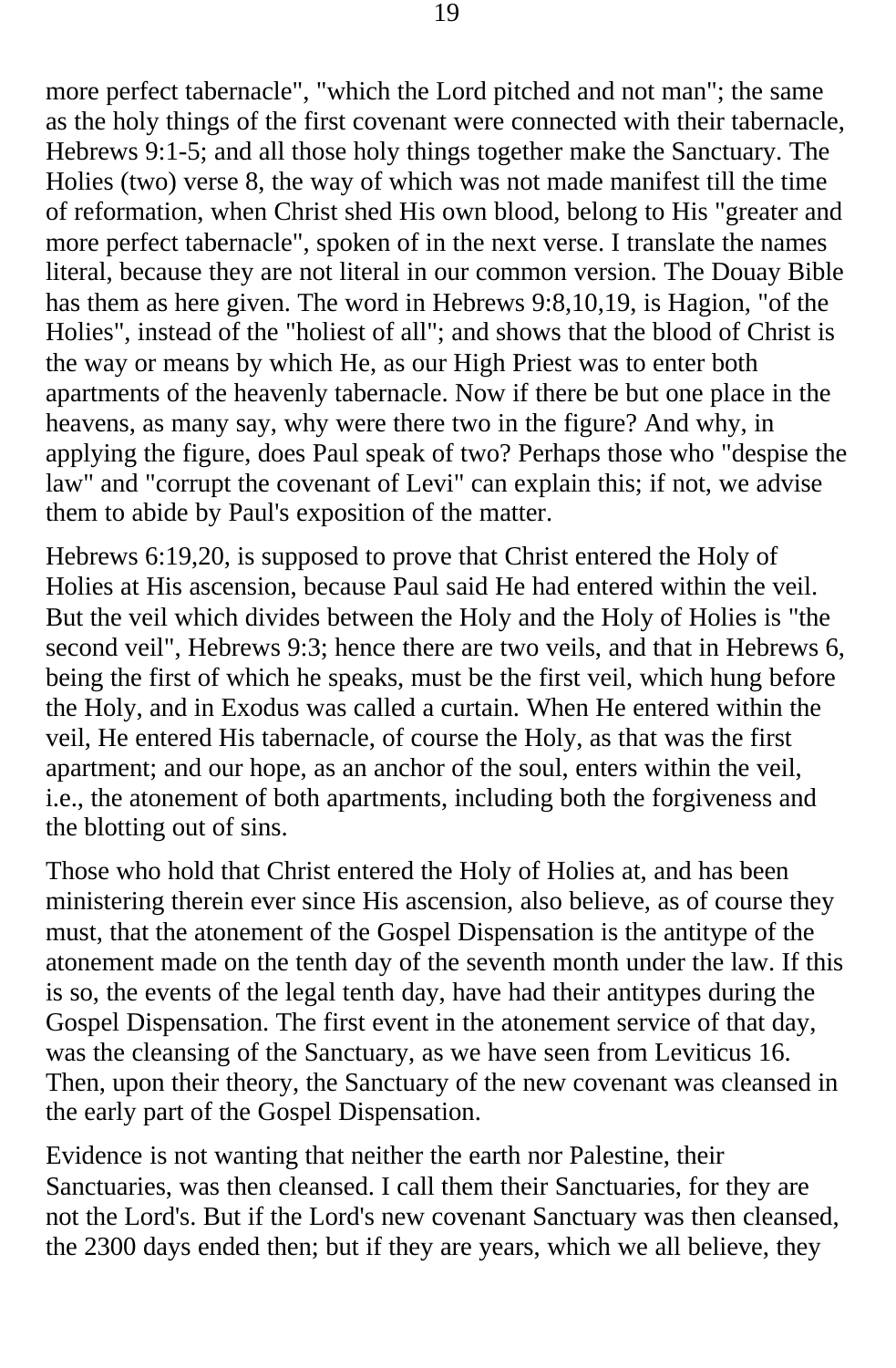more perfect tabernacle", "which the Lord pitched and not man"; the same as the holy things of the first covenant were connected with their tabernacle, Hebrews 9:1-5; and all those holy things together make the Sanctuary. The Holies (two) verse 8, the way of which was not made manifest till the time of reformation, when Christ shed His own blood, belong to His "greater and more perfect tabernacle", spoken of in the next verse. I translate the names literal, because they are not literal in our common version. The Douay Bible has them as here given. The word in Hebrews 9:8,10,19, is Hagion, "of the Holies", instead of the "holiest of all"; and shows that the blood of Christ is the way or means by which He, as our High Priest was to enter both apartments of the heavenly tabernacle. Now if there be but one place in the heavens, as many say, why were there two in the figure? And why, in applying the figure, does Paul speak of two? Perhaps those who "despise the law" and "corrupt the covenant of Levi" can explain this; if not, we advise them to abide by Paul's exposition of the matter.

Hebrews 6:19,20, is supposed to prove that Christ entered the Holy of Holies at His ascension, because Paul said He had entered within the veil. But the veil which divides between the Holy and the Holy of Holies is "the second veil", Hebrews 9:3; hence there are two veils, and that in Hebrews 6, being the first of which he speaks, must be the first veil, which hung before the Holy, and in Exodus was called a curtain. When He entered within the veil, He entered His tabernacle, of course the Holy, as that was the first apartment; and our hope, as an anchor of the soul, enters within the veil, i.e., the atonement of both apartments, including both the forgiveness and the blotting out of sins.

Those who hold that Christ entered the Holy of Holies at, and has been ministering therein ever since His ascension, also believe, as of course they must, that the atonement of the Gospel Dispensation is the antitype of the atonement made on the tenth day of the seventh month under the law. If this is so, the events of the legal tenth day, have had their antitypes during the Gospel Dispensation. The first event in the atonement service of that day, was the cleansing of the Sanctuary, as we have seen from Leviticus 16. Then, upon their theory, the Sanctuary of the new covenant was cleansed in the early part of the Gospel Dispensation.

Evidence is not wanting that neither the earth nor Palestine, their Sanctuaries, was then cleansed. I call them their Sanctuaries, for they are not the Lord's. But if the Lord's new covenant Sanctuary was then cleansed, the 2300 days ended then; but if they are years, which we all believe, they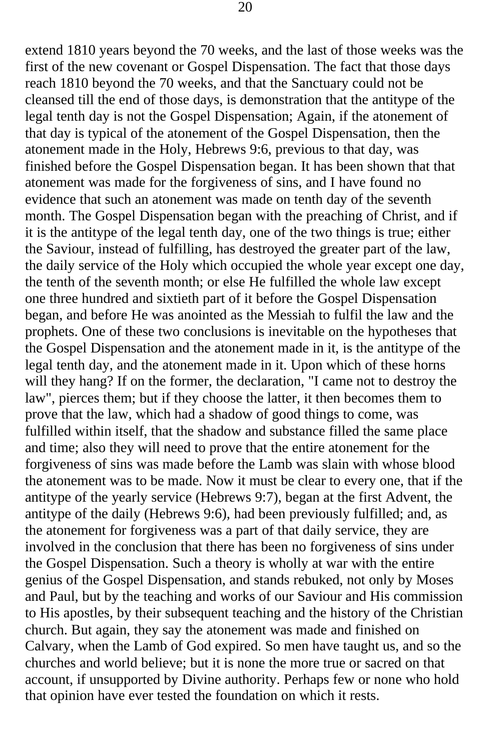extend 1810 years beyond the 70 weeks, and the last of those weeks was the first of the new covenant or Gospel Dispensation. The fact that those days reach 1810 beyond the 70 weeks, and that the Sanctuary could not be cleansed till the end of those days, is demonstration that the antitype of the legal tenth day is not the Gospel Dispensation; Again, if the atonement of that day is typical of the atonement of the Gospel Dispensation, then the atonement made in the Holy, Hebrews 9:6, previous to that day, was finished before the Gospel Dispensation began. It has been shown that that atonement was made for the forgiveness of sins, and I have found no evidence that such an atonement was made on tenth day of the seventh month. The Gospel Dispensation began with the preaching of Christ, and if it is the antitype of the legal tenth day, one of the two things is true; either the Saviour, instead of fulfilling, has destroyed the greater part of the law, the daily service of the Holy which occupied the whole year except one day, the tenth of the seventh month; or else He fulfilled the whole law except one three hundred and sixtieth part of it before the Gospel Dispensation began, and before He was anointed as the Messiah to fulfil the law and the prophets. One of these two conclusions is inevitable on the hypotheses that the Gospel Dispensation and the atonement made in it, is the antitype of the legal tenth day, and the atonement made in it. Upon which of these horns will they hang? If on the former, the declaration, "I came not to destroy the law", pierces them; but if they choose the latter, it then becomes them to prove that the law, which had a shadow of good things to come, was fulfilled within itself, that the shadow and substance filled the same place and time; also they will need to prove that the entire atonement for the forgiveness of sins was made before the Lamb was slain with whose blood the atonement was to be made. Now it must be clear to every one, that if the antitype of the yearly service (Hebrews 9:7), began at the first Advent, the antitype of the daily (Hebrews 9:6), had been previously fulfilled; and, as the atonement for forgiveness was a part of that daily service, they are involved in the conclusion that there has been no forgiveness of sins under the Gospel Dispensation. Such a theory is wholly at war with the entire genius of the Gospel Dispensation, and stands rebuked, not only by Moses and Paul, but by the teaching and works of our Saviour and His commission to His apostles, by their subsequent teaching and the history of the Christian church. But again, they say the atonement was made and finished on Calvary, when the Lamb of God expired. So men have taught us, and so the churches and world believe; but it is none the more true or sacred on that account, if unsupported by Divine authority. Perhaps few or none who hold that opinion have ever tested the foundation on which it rests.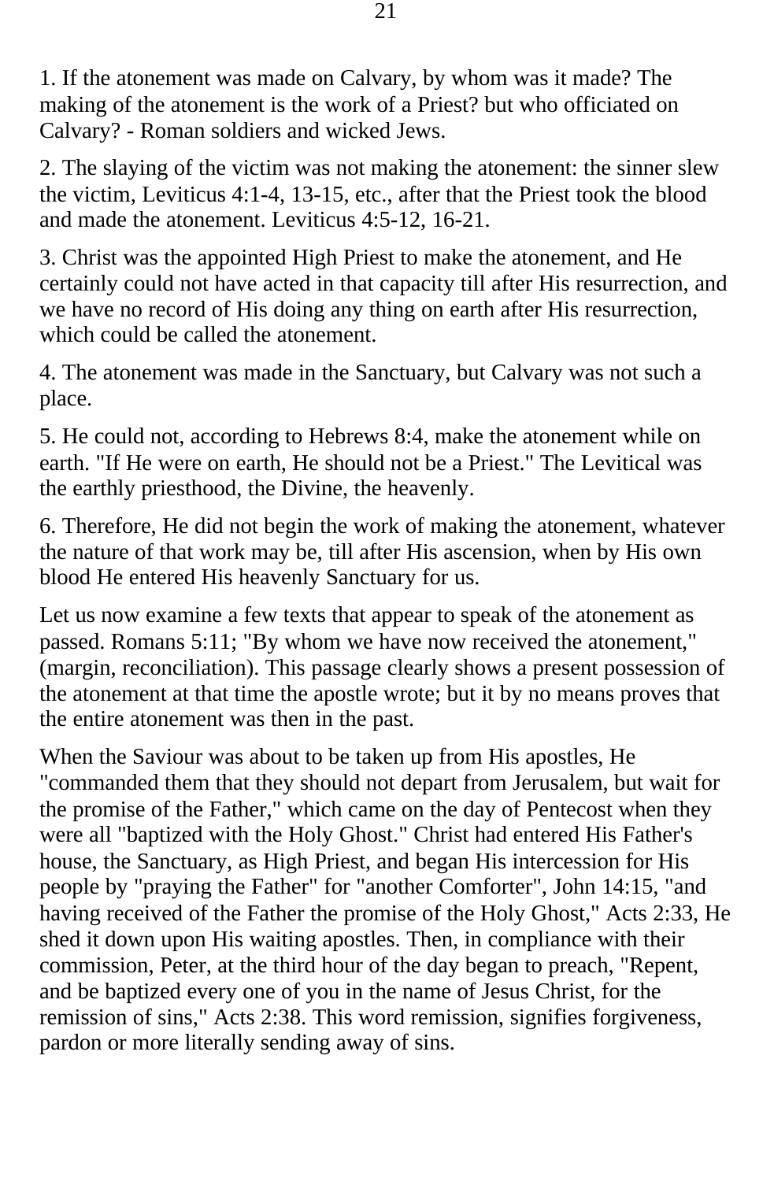1. If the atonement was made on Calvary, by whom was it made? The making of the atonement is the work of a Priest? but who officiated on Calvary? - Roman soldiers and wicked Jews.

2. The slaying of the victim was not making the atonement: the sinner slew the victim, Leviticus 4:1-4, 13-15, etc., after that the Priest took the blood and made the atonement. Leviticus 4:5-12, 16-21.

3. Christ was the appointed High Priest to make the atonement, and He certainly could not have acted in that capacity till after His resurrection, and we have no record of His doing any thing on earth after His resurrection, which could be called the atonement.

4. The atonement was made in the Sanctuary, but Calvary was not such a place.

5. He could not, according to Hebrews 8:4, make the atonement while on earth. "If He were on earth, He should not be a Priest." The Levitical was the earthly priesthood, the Divine, the heavenly.

6. Therefore, He did not begin the work of making the atonement, whatever the nature of that work may be, till after His ascension, when by His own blood He entered His heavenly Sanctuary for us.

Let us now examine a few texts that appear to speak of the atonement as passed. Romans 5:11; "By whom we have now received the atonement," (margin, reconciliation). This passage clearly shows a present possession of the atonement at that time the apostle wrote; but it by no means proves that the entire atonement was then in the past.

When the Saviour was about to be taken up from His apostles, He "commanded them that they should not depart from Jerusalem, but wait for the promise of the Father," which came on the day of Pentecost when they were all "baptized with the Holy Ghost." Christ had entered His Father's house, the Sanctuary, as High Priest, and began His intercession for His people by "praying the Father" for "another Comforter", John 14:15, "and having received of the Father the promise of the Holy Ghost," Acts 2:33, He shed it down upon His waiting apostles. Then, in compliance with their commission, Peter, at the third hour of the day began to preach, "Repent, and be baptized every one of you in the name of Jesus Christ, for the remission of sins," Acts 2:38. This word remission, signifies forgiveness, pardon or more literally sending away of sins.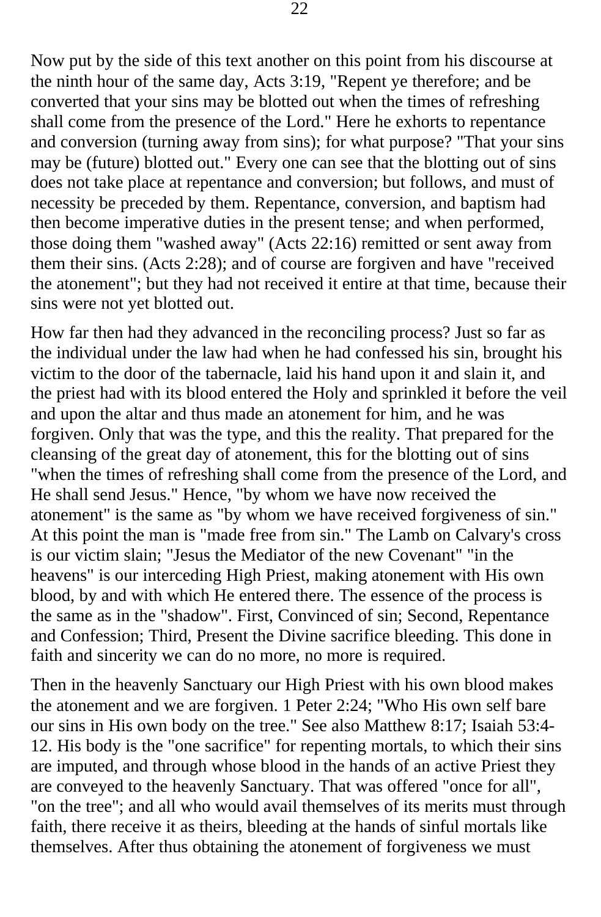Now put by the side of this text another on this point from his discourse at the ninth hour of the same day, Acts 3:19, "Repent ye therefore; and be converted that your sins may be blotted out when the times of refreshing shall come from the presence of the Lord." Here he exhorts to repentance and conversion (turning away from sins); for what purpose? "That your sins may be (future) blotted out." Every one can see that the blotting out of sins does not take place at repentance and conversion; but follows, and must of necessity be preceded by them. Repentance, conversion, and baptism had then become imperative duties in the present tense; and when performed, those doing them "washed away" (Acts 22:16) remitted or sent away from them their sins. (Acts 2:28); and of course are forgiven and have "received the atonement"; but they had not received it entire at that time, because their sins were not yet blotted out.

How far then had they advanced in the reconciling process? Just so far as the individual under the law had when he had confessed his sin, brought his victim to the door of the tabernacle, laid his hand upon it and slain it, and the priest had with its blood entered the Holy and sprinkled it before the veil and upon the altar and thus made an atonement for him, and he was forgiven. Only that was the type, and this the reality. That prepared for the cleansing of the great day of atonement, this for the blotting out of sins "when the times of refreshing shall come from the presence of the Lord, and He shall send Jesus." Hence, "by whom we have now received the atonement" is the same as "by whom we have received forgiveness of sin." At this point the man is "made free from sin." The Lamb on Calvary's cross is our victim slain; "Jesus the Mediator of the new Covenant" "in the heavens" is our interceding High Priest, making atonement with His own blood, by and with which He entered there. The essence of the process is the same as in the "shadow". First, Convinced of sin; Second, Repentance and Confession; Third, Present the Divine sacrifice bleeding. This done in faith and sincerity we can do no more, no more is required.

Then in the heavenly Sanctuary our High Priest with his own blood makes the atonement and we are forgiven. 1 Peter 2:24; "Who His own self bare our sins in His own body on the tree." See also Matthew 8:17; Isaiah 53:4-12. His body is the "one sacrifice" for repenting mortals, to which their sins are imputed, and through whose blood in the hands of an active Priest they are conveyed to the heavenly Sanctuary. That was offered "once for all", "on the tree"; and all who would avail themselves of its merits must through faith, there receive it as theirs, bleeding at the hands of sinful mortals like themselves. After thus obtaining the atonement of forgiveness we must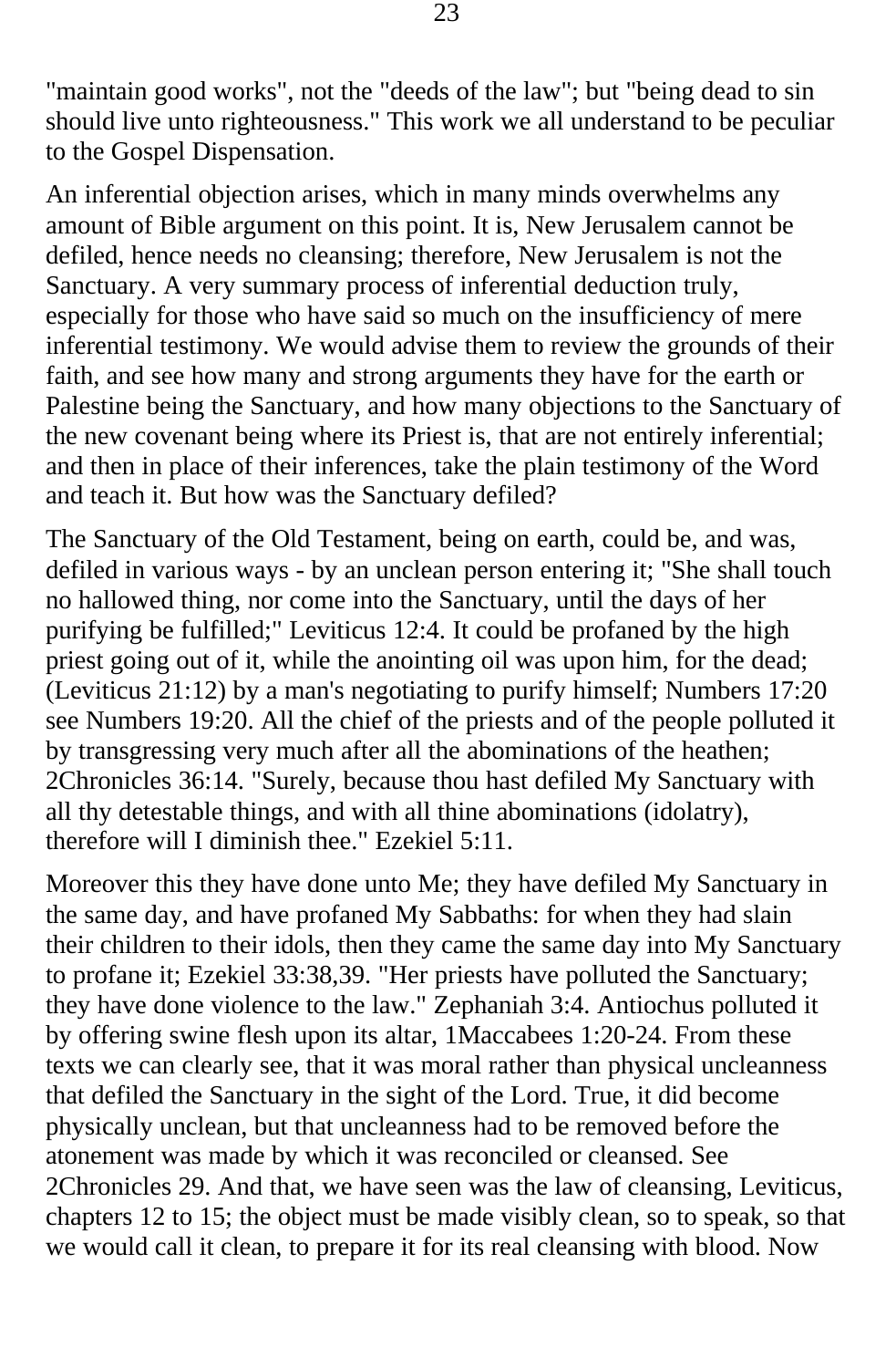"maintain good works", not the "deeds of the law"; but "being dead to sin should live unto righteousness." This work we all understand to be peculiar to the Gospel Dispensation.

An inferential objection arises, which in many minds overwhelms any amount of Bible argument on this point. It is, New Jerusalem cannot be defiled, hence needs no cleansing; therefore, New Jerusalem is not the Sanctuary. A very summary process of inferential deduction truly, especially for those who have said so much on the insufficiency of mere inferential testimony. We would advise them to review the grounds of their faith, and see how many and strong arguments they have for the earth or Palestine being the Sanctuary, and how many objections to the Sanctuary of the new covenant being where its Priest is, that are not entirely inferential; and then in place of their inferences, take the plain testimony of the Word and teach it. But how was the Sanctuary defiled?

The Sanctuary of the Old Testament, being on earth, could be, and was, defiled in various ways - by an unclean person entering it; "She shall touch no hallowed thing, nor come into the Sanctuary, until the days of her purifying be fulfilled;" Leviticus 12:4. It could be profaned by the high priest going out of it, while the anointing oil was upon him, for the dead; (Leviticus 21:12) by a man's negotiating to purify himself; Numbers 17:20 see Numbers 19:20. All the chief of the priests and of the people polluted it by transgressing very much after all the abominations of the heathen; 2Chronicles 36:14. "Surely, because thou hast defiled My Sanctuary with all thy detestable things, and with all thine abominations (idolatry), therefore will I diminish thee." Ezekiel 5:11.

Moreover this they have done unto Me; they have defiled My Sanctuary in the same day, and have profaned My Sabbaths: for when they had slain their children to their idols, then they came the same day into My Sanctuary to profane it; Ezekiel 33:38,39. "Her priests have polluted the Sanctuary; they have done violence to the law." Zephaniah 3:4. Antiochus polluted it by offering swine flesh upon its altar, 1Maccabees 1:20-24. From these texts we can clearly see, that it was moral rather than physical uncleanness that defiled the Sanctuary in the sight of the Lord. True, it did become physically unclean, but that uncleanness had to be removed before the atonement was made by which it was reconciled or cleansed. See 2Chronicles 29. And that, we have seen was the law of cleansing, Leviticus, chapters 12 to 15; the object must be made visibly clean, so to speak, so that we would call it clean, to prepare it for its real cleansing with blood. Now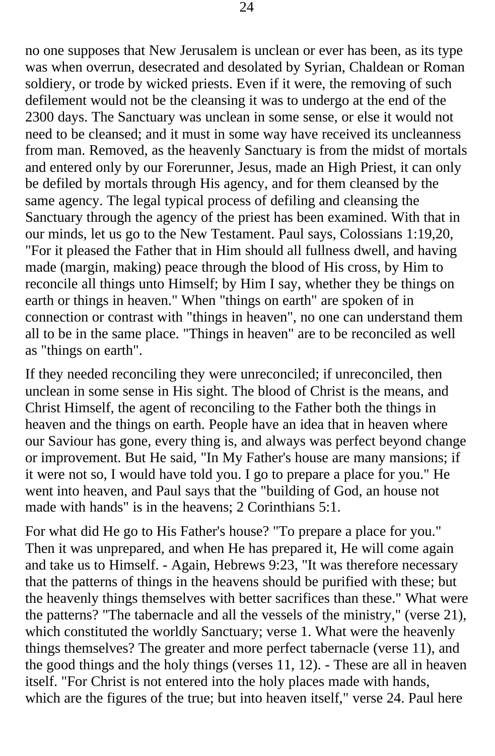no one supposes that New Jerusalem is unclean or ever has been, as its type was when overrun, desecrated and desolated by Syrian, Chaldean or Roman soldiery, or trode by wicked priests. Even if it were, the removing of such defilement would not be the cleansing it was to undergo at the end of the 2300 days. The Sanctuary was unclean in some sense, or else it would not need to be cleansed; and it must in some way have received its uncleanness from man. Removed, as the heavenly Sanctuary is from the midst of mortals and entered only by our Forerunner, Jesus, made an High Priest, it can only be defiled by mortals through His agency, and for them cleansed by the same agency. The legal typical process of defiling and cleansing the Sanctuary through the agency of the priest has been examined. With that in our minds, let us go to the New Testament. Paul says, Colossians 1:19,20, "For it pleased the Father that in Him should all fullness dwell, and having made (margin, making) peace through the blood of His cross, by Him to reconcile all things unto Himself; by Him I say, whether they be things on earth or things in heaven." When "things on earth" are spoken of in connection or contrast with "things in heaven", no one can understand them all to be in the same place. "Things in heaven" are to be reconciled as well as "things on earth".

If they needed reconciling they were unreconciled; if unreconciled, then unclean in some sense in His sight. The blood of Christ is the means, and Christ Himself, the agent of reconciling to the Father both the things in heaven and the things on earth. People have an idea that in heaven where our Saviour has gone, every thing is, and always was perfect beyond change or improvement. But He said, "In My Father's house are many mansions; if it were not so, I would have told you. I go to prepare a place for you." He went into heaven, and Paul says that the "building of God, an house not made with hands" is in the heavens; 2 Corinthians 5:1.

For what did He go to His Father's house? "To prepare a place for you." Then it was unprepared, and when He has prepared it, He will come again and take us to Himself. - Again, Hebrews 9:23, "It was therefore necessary that the patterns of things in the heavens should be purified with these; but the heavenly things themselves with better sacrifices than these." What were the patterns? "The tabernacle and all the vessels of the ministry," (verse 21), which constituted the worldly Sanctuary; verse 1. What were the heavenly things themselves? The greater and more perfect tabernacle (verse 11), and the good things and the holy things (verses 11, 12). - These are all in heaven itself. "For Christ is not entered into the holy places made with hands, which are the figures of the true; but into heaven itself," verse 24. Paul here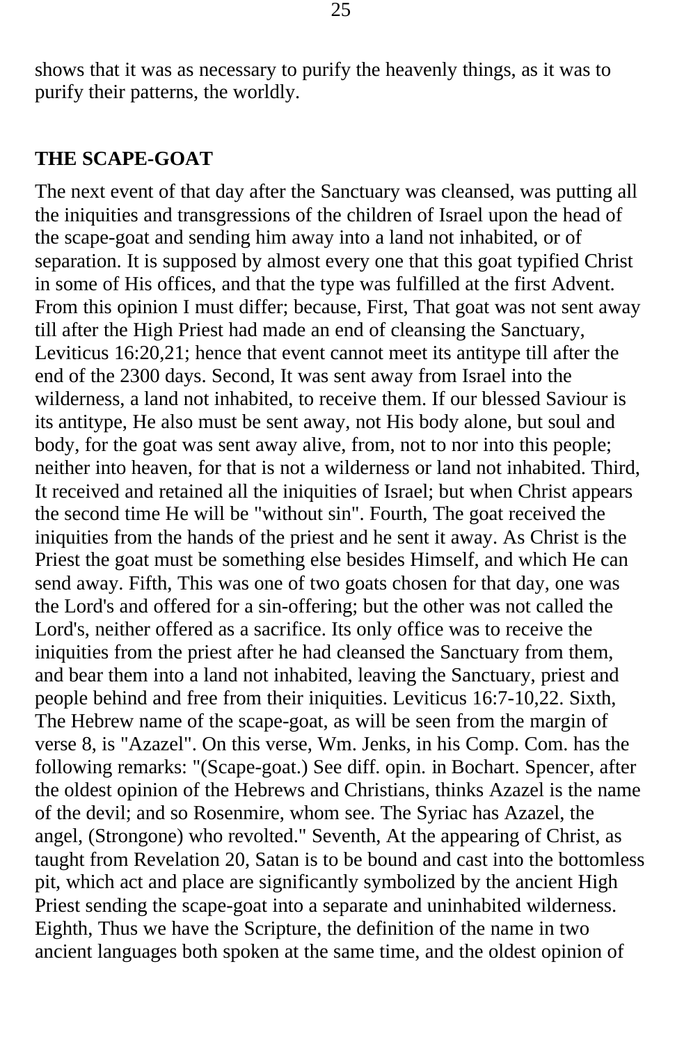shows that it was as necessary to purify the heavenly things, as it was to purify their patterns, the worldly.

## THE SCAPE-GOAT

The next event of that day after the Sanctuary was cleansed, was putting all the iniquities and transgressions of the children of Israel upon the head of the scape-goat and sending him away into a land not inhabited, or of separation. It is supposed by almost every one that this goat typified Christ in some of His offices, and that the type was fulfilled at the first Advent. From this opinion I must differ; because, First, That goat was not sent away till after the High Priest had made an end of cleansing the Sanctuary, Leviticus 16:20,21; hence that event cannot meet its antitype till after the end of the 2300 days. Second, It was sent away from Israel into the wilderness, a land not inhabited, to receive them. If our blessed Saviour is its antitype, He also must be sent away, not His body alone, but soul and body, for the goat was sent away alive, from, not to nor into this people; neither into heaven, for that is not a wilderness or land not inhabited. Third, It received and retained all the iniquities of Israel; but when Christ appears the second time He will be "without sin". Fourth, The goat received the iniquities from the hands of the priest and he sent it away. As Christ is the Priest the goat must be something else besides Himself, and which He can send away. Fifth, This was one of two goats chosen for that day, one was the Lord's and offered for a sin-offering; but the other was not called the Lord's, neither offered as a sacrifice. Its only office was to receive the iniquities from the priest after he had cleansed the Sanctuary from them, and bear them into a land not inhabited, leaving the Sanctuary, priest and people behind and free from their iniquities. Leviticus 16:7-10,22. Sixth, The Hebrew name of the scape-goat, as will be seen from the margin of verse 8, is "Azazel". On this verse, Wm. Jenks, in his Comp. Com. has the following remarks: "(Scape-goat.) See diff. opin. in Bochart. Spencer, after the oldest opinion of the Hebrews and Christians, thinks Azazel is the name of the devil; and so Rosenmire, whom see. The Syriac has Azazel, the angel, (Strongone) who revolted." Seventh, At the appearing of Christ, as taught from Revelation 20, Satan is to be bound and cast into the bottomless pit, which act and place are significantly symbolized by the ancient High Priest sending the scape-goat into a separate and uninhabited wilderness. Eighth, Thus we have the Scripture, the definition of the name in two ancient languages both spoken at the same time, and the oldest opinion of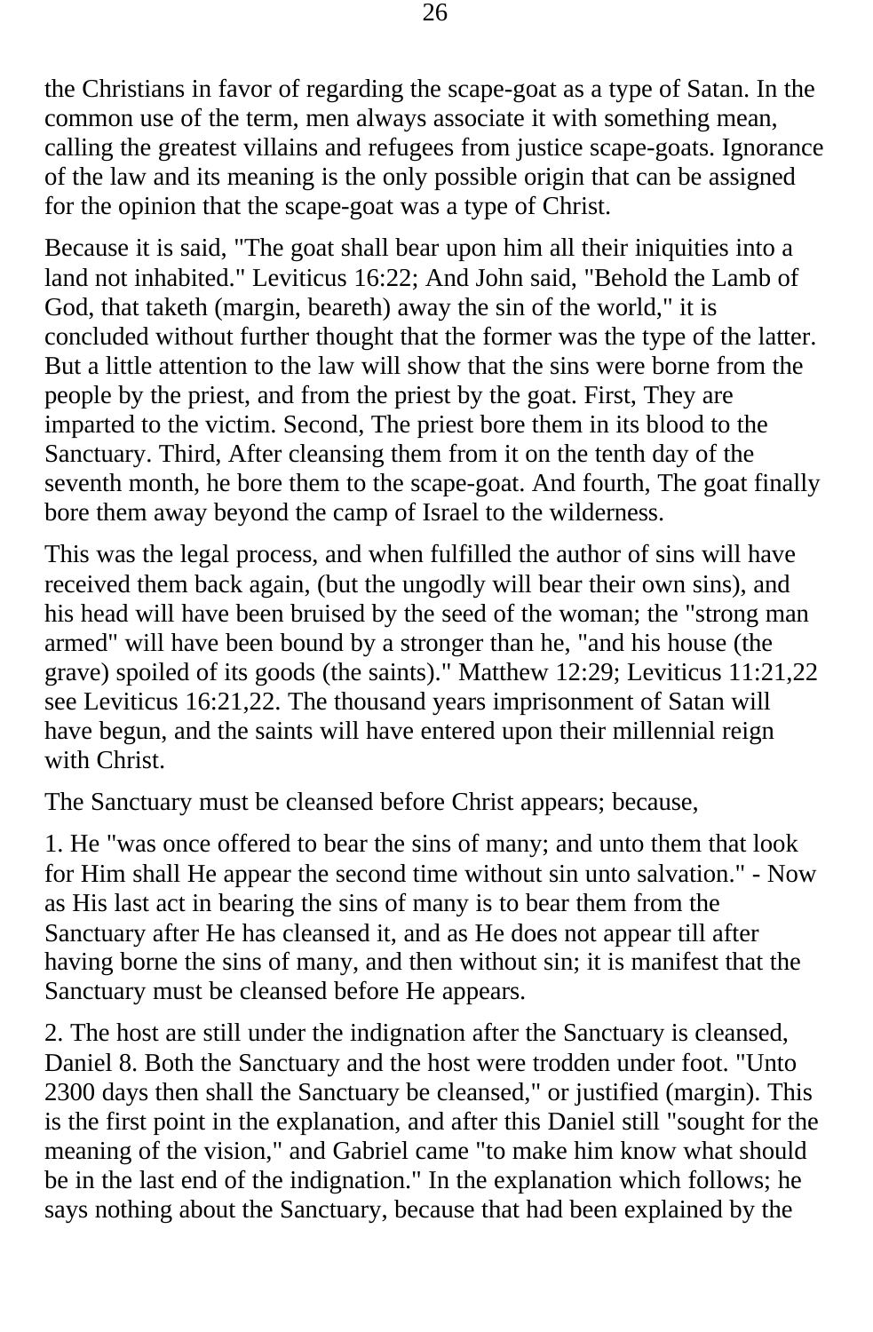the Christians in favor of regarding the scape-goat as a type of Satan. In the common use of the term, men always associate it with something mean, calling the greatest villains and refugees from justice scape-goats. Ignorance of the law and its meaning is the only possible origin that can be assigned for the opinion that the scape-goat was a type of Christ.

Because it is said, "The goat shall bear upon him all their iniquities into a land not inhabited." Leviticus 16:22; And John said, "Behold the Lamb of God, that taketh (margin, beareth) away the sin of the world," it is concluded without further thought that the former was the type of the latter. But a little attention to the law will show that the sins were borne from the people by the priest, and from the priest by the goat. First, They are imparted to the victim. Second, The priest bore them in its blood to the Sanctuary. Third, After cleansing them from it on the tenth day of the seventh month, he bore them to the scape-goat. And fourth, The goat finally bore them away beyond the camp of Israel to the wilderness.

This was the legal process, and when fulfilled the author of sins will have received them back again, (but the ungodly will bear their own sins), and his head will have been bruised by the seed of the woman; the "strong man armed" will have been bound by a stronger than he, "and his house (the grave) spoiled of its goods (the saints)." Matthew 12:29; Leviticus 11:21,22 see Leviticus 16:21,22. The thousand years imprisonment of Satan will have begun, and the saints will have entered upon their millennial reign with Christ.

The Sanctuary must be cleansed before Christ appears; because,

1. He "was once offered to bear the sins of many; and unto them that look for Him shall He appear the second time without sin unto salvation." - Now as His last act in bearing the sins of many is to bear them from the Sanctuary after He has cleansed it, and as He does not appear till after having borne the sins of many, and then without sin; it is manifest that the Sanctuary must be cleansed before He appears.

2. The host are still under the indignation after the Sanctuary is cleansed, Daniel 8. Both the Sanctuary and the host were trodden under foot. "Unto 2300 days then shall the Sanctuary be cleansed," or justified (margin). This is the first point in the explanation, and after this Daniel still "sought for the meaning of the vision," and Gabriel came "to make him know what should be in the last end of the indignation." In the explanation which follows; he says nothing about the Sanctuary, because that had been explained by the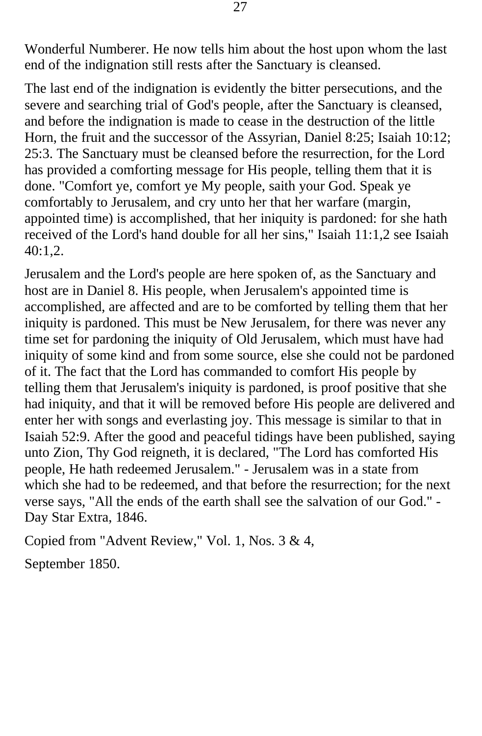Wonderful Numberer. He now tells him about the host upon whom the last end of the indignation still rests after the Sanctuary is cleansed.

The last end of the indignation is evidently the bitter persecutions, and the severe and searching trial of God's people, after the Sanctuary is cleansed, and before the indignation is made to cease in the destruction of the little Horn, the fruit and the successor of the Assyrian, Daniel 8:25; Isaiah 10:12; 25:3. The Sanctuary must be cleansed before the resurrection, for the Lord has provided a comforting message for His people, telling them that it is done. "Comfort ye, comfort ye My people, saith your God. Speak ye comfortably to Jerusalem, and cry unto her that her warfare (margin, appointed time) is accomplished, that her iniquity is pardoned: for she hath received of the Lord's hand double for all her sins," Isaiah 11:1,2 see Isaiah 40:1,2.

Jerusalem and the Lord's people are here spoken of, as the Sanctuary and host are in Daniel 8. His people, when Jerusalem's appointed time is accomplished, are affected and are to be comforted by telling them that her iniquity is pardoned. This must be New Jerusalem, for there was never any time set for pardoning the iniquity of Old Jerusalem, which must have had iniquity of some kind and from some source, else she could not be pardoned of it. The fact that the Lord has commanded to comfort His people by telling them that Jerusalem's iniquity is pardoned, is proof positive that she had iniquity, and that it will be removed before His people are delivered and enter her with songs and everlasting joy. This message is similar to that in Isaiah 52:9. After the good and peaceful tidings have been published, saying unto Zion, Thy God reigneth, it is declared, "The Lord has comforted His people, He hath redeemed Jerusalem." - Jerusalem was in a state from which she had to be redeemed, and that before the resurrection; for the next verse says, "All the ends of the earth shall see the salvation of our God." - Day Star Extra, 1846.

Copied from "Advent Review," Vol. 1, Nos. 3 & 4,

September 1850.